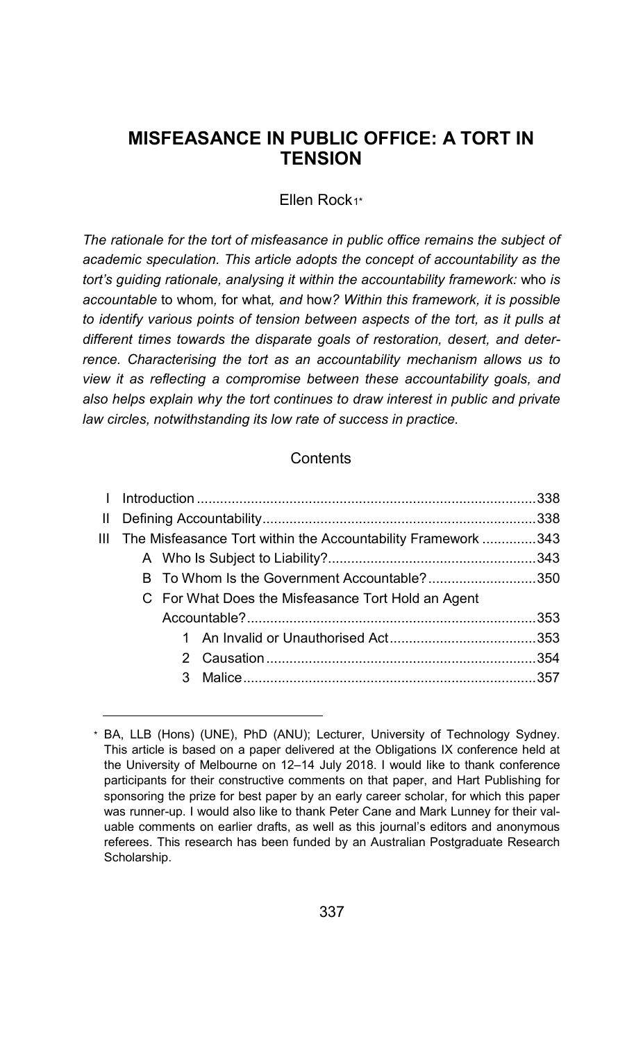# MISFEASANCE IN PUBLIC OFFICE: A TORT IN TENSION

Ellen Rock[1*]

*The rationale for the tort of misfeasance in public office remains the subject of academic speculation. This article adopts the concept of accountability as the tort's guiding rationale, analysing it within the accountability framework:* who *is accountable* to whom*,* for what*, and* how*? Within this framework, it is possible to identify various points of tension between aspects of the tort, as it pulls at different times towards the disparate goals of restoration, desert, and deterrence. Characterising the tort as an accountability mechanism allows us to view it as reflecting a compromise between these accountability goals, and also helps explain why the tort continues to draw interest in public and private law circles, notwithstanding its low rate of success in practice.*

## Contents

- I Introduction ........................................................................................338
- II Defining Accountability.......................................................................338
- III The Misfeasance Tort within the Accountability Framework ..............343
  - A Who Is Subject to Liability?......................................................343
  - B To Whom Is the Government Accountable?............................350
  - C For What Does the Misfeasance Tort Hold an Agent Accountable?...........................................................................353
    - 1 An Invalid or Unauthorised Act.......................................353
    - 2 Causation......................................................................354
    - 3 Malice............................................................................357

---

[*] BA, LLB (Hons) (UNE), PhD (ANU); Lecturer, University of Technology Sydney. This article is based on a paper delivered at the Obligations IX conference held at the University of Melbourne on 12–14 July 2018. I would like to thank conference participants for their constructive comments on that paper, and Hart Publishing for sponsoring the prize for best paper by an early career scholar, for which this paper was runner-up. I would also like to thank Peter Cane and Mark Lunney for their valuable comments on earlier drafts, as well as this journal's editors and anonymous referees. This research has been funded by an Australian Postgraduate Research Scholarship.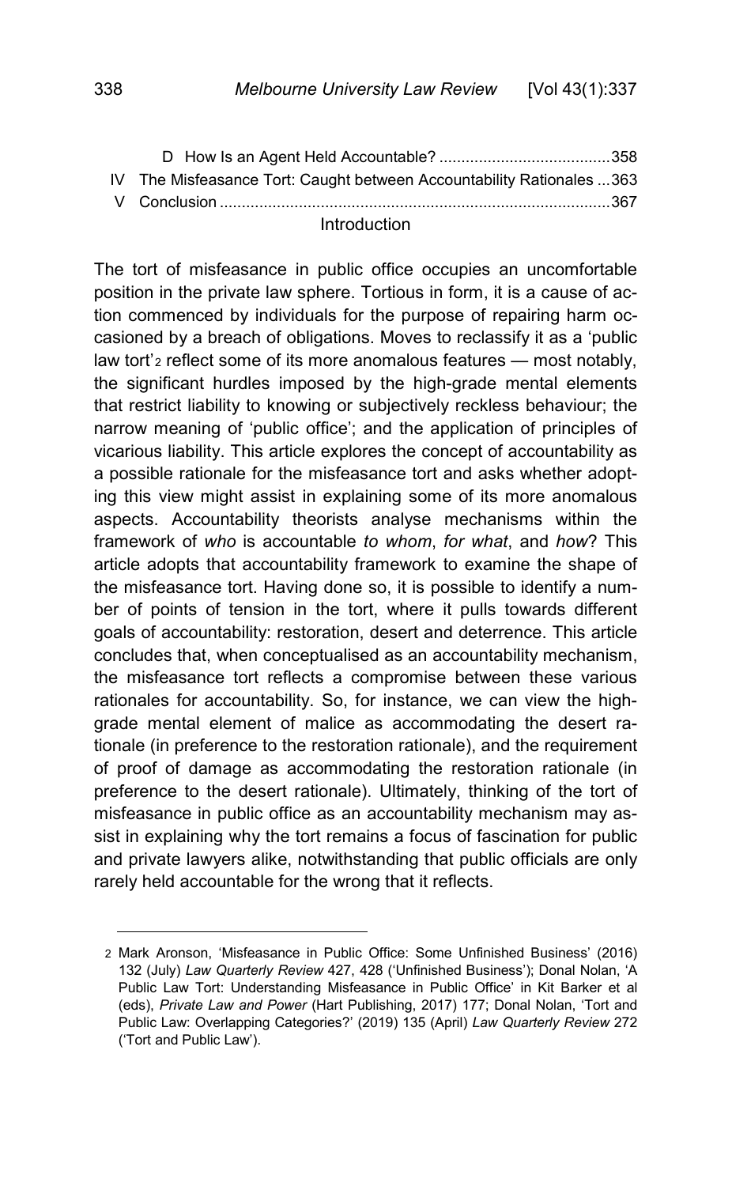D How Is an Agent Held Accountable? ....................................... 358

IV The Misfeasance Tort: Caught between Accountability Rationales ... 363

V Conclusion ......................................................................................... 367

## Introduction

The tort of misfeasance in public office occupies an uncomfortable position in the private law sphere. Tortious in form, it is a cause of action commenced by individuals for the purpose of repairing harm occasioned by a breach of obligations. Moves to reclassify it as a 'public law tort'[2] reflect some of its more anomalous features — most notably, the significant hurdles imposed by the high-grade mental elements that restrict liability to knowing or subjectively reckless behaviour; the narrow meaning of 'public office'; and the application of principles of vicarious liability. This article explores the concept of accountability as a possible rationale for the misfeasance tort and asks whether adopting this view might assist in explaining some of its more anomalous aspects. Accountability theorists analyse mechanisms within the framework of *who* is accountable *to whom*, *for what*, and *how*? This article adopts that accountability framework to examine the shape of the misfeasance tort. Having done so, it is possible to identify a number of points of tension in the tort, where it pulls towards different goals of accountability: restoration, desert and deterrence. This article concludes that, when conceptualised as an accountability mechanism, the misfeasance tort reflects a compromise between these various rationales for accountability. So, for instance, we can view the high-grade mental element of malice as accommodating the desert rationale (in preference to the restoration rationale), and the requirement of proof of damage as accommodating the restoration rationale (in preference to the desert rationale). Ultimately, thinking of the tort of misfeasance in public office as an accountability mechanism may assist in explaining why the tort remains a focus of fascination for public and private lawyers alike, notwithstanding that public officials are only rarely held accountable for the wrong that it reflects.

---

[2] Mark Aronson, 'Misfeasance in Public Office: Some Unfinished Business' (2016) 132 (July) *Law Quarterly Review* 427, 428 ('Unfinished Business'); Donal Nolan, 'A Public Law Tort: Understanding Misfeasance in Public Office' in Kit Barker et al (eds), *Private Law and Power* (Hart Publishing, 2017) 177; Donal Nolan, 'Tort and Public Law: Overlapping Categories?' (2019) 135 (April) *Law Quarterly Review* 272 ('Tort and Public Law').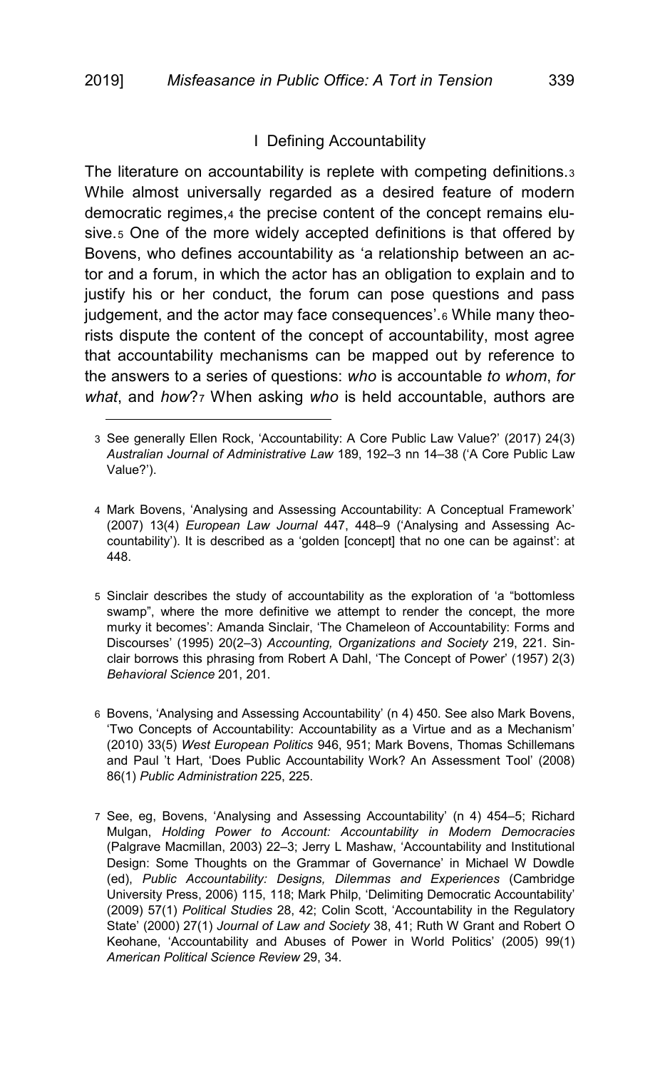## I Defining Accountability

The literature on accountability is replete with competing definitions.[3] While almost universally regarded as a desired feature of modern democratic regimes,[4] the precise content of the concept remains elusive.[5] One of the more widely accepted definitions is that offered by Bovens, who defines accountability as 'a relationship between an actor and a forum, in which the actor has an obligation to explain and to justify his or her conduct, the forum can pose questions and pass judgement, and the actor may face consequences'.[6] While many theorists dispute the content of the concept of accountability, most agree that accountability mechanisms can be mapped out by reference to the answers to a series of questions: *who* is accountable *to whom*, *for what*, and *how*?[7] When asking *who* is held accountable, authors are

---

3 See generally Ellen Rock, 'Accountability: A Core Public Law Value?' (2017) 24(3) *Australian Journal of Administrative Law* 189, 192–3 nn 14–38 ('A Core Public Law Value?').

4 Mark Bovens, 'Analysing and Assessing Accountability: A Conceptual Framework' (2007) 13(4) *European Law Journal* 447, 448–9 ('Analysing and Assessing Accountability'). It is described as a 'golden [concept] that no one can be against': at 448.

5 Sinclair describes the study of accountability as the exploration of 'a "bottomless swamp", where the more definitive we attempt to render the concept, the more murky it becomes': Amanda Sinclair, 'The Chameleon of Accountability: Forms and Discourses' (1995) 20(2–3) *Accounting, Organizations and Society* 219, 221. Sinclair borrows this phrasing from Robert A Dahl, 'The Concept of Power' (1957) 2(3) *Behavioral Science* 201, 201.

6 Bovens, 'Analysing and Assessing Accountability' (n 4) 450. See also Mark Bovens, 'Two Concepts of Accountability: Accountability as a Virtue and as a Mechanism' (2010) 33(5) *West European Politics* 946, 951; Mark Bovens, Thomas Schillemans and Paul 't Hart, 'Does Public Accountability Work? An Assessment Tool' (2008) 86(1) *Public Administration* 225, 225.

7 See, eg, Bovens, 'Analysing and Assessing Accountability' (n 4) 454–5; Richard Mulgan, *Holding Power to Account: Accountability in Modern Democracies* (Palgrave Macmillan, 2003) 22–3; Jerry L Mashaw, 'Accountability and Institutional Design: Some Thoughts on the Grammar of Governance' in Michael W Dowdle (ed), *Public Accountability: Designs, Dilemmas and Experiences* (Cambridge University Press, 2006) 115, 118; Mark Philp, 'Delimiting Democratic Accountability' (2009) 57(1) *Political Studies* 28, 42; Colin Scott, 'Accountability in the Regulatory State' (2000) 27(1) *Journal of Law and Society* 38, 41; Ruth W Grant and Robert O Keohane, 'Accountability and Abuses of Power in World Politics' (2005) 99(1) *American Political Science Review* 29, 34.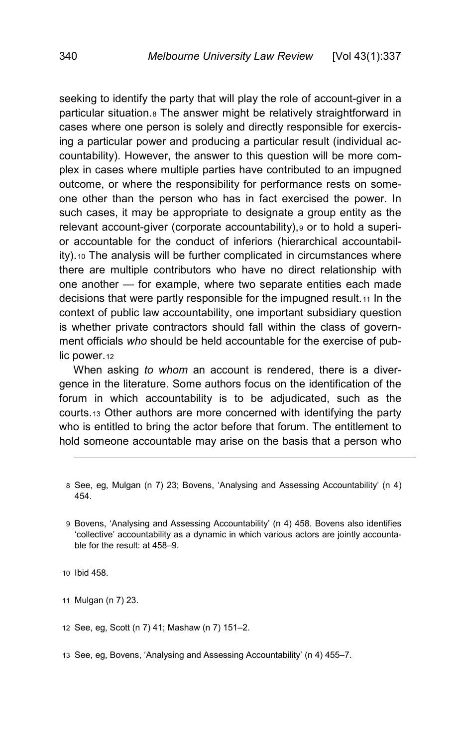seeking to identify the party that will play the role of account-giver in a particular situation.[8] The answer might be relatively straightforward in cases where one person is solely and directly responsible for exercising a particular power and producing a particular result (individual accountability). However, the answer to this question will be more complex in cases where multiple parties have contributed to an impugned outcome, or where the responsibility for performance rests on someone other than the person who has in fact exercised the power. In such cases, it may be appropriate to designate a group entity as the relevant account-giver (corporate accountability),[9] or to hold a superior accountable for the conduct of inferiors (hierarchical accountability).[10] The analysis will be further complicated in circumstances where there are multiple contributors who have no direct relationship with one another — for example, where two separate entities each made decisions that were partly responsible for the impugned result.[11] In the context of public law accountability, one important subsidiary question is whether private contractors should fall within the class of government officials *who* should be held accountable for the exercise of public power.[12]

When asking *to whom* an account is rendered, there is a divergence in the literature. Some authors focus on the identification of the forum in which accountability is to be adjudicated, such as the courts.[13] Other authors are more concerned with identifying the party who is entitled to bring the actor before that forum. The entitlement to hold someone accountable may arise on the basis that a person who

---

8 See, eg, Mulgan (n 7) 23; Bovens, 'Analysing and Assessing Accountability' (n 4) 454.

9 Bovens, 'Analysing and Assessing Accountability' (n 4) 458. Bovens also identifies 'collective' accountability as a dynamic in which various actors are jointly accountable for the result: at 458–9.

10 Ibid 458.

11 Mulgan (n 7) 23.

12 See, eg, Scott (n 7) 41; Mashaw (n 7) 151–2.

13 See, eg, Bovens, 'Analysing and Assessing Accountability' (n 4) 455–7.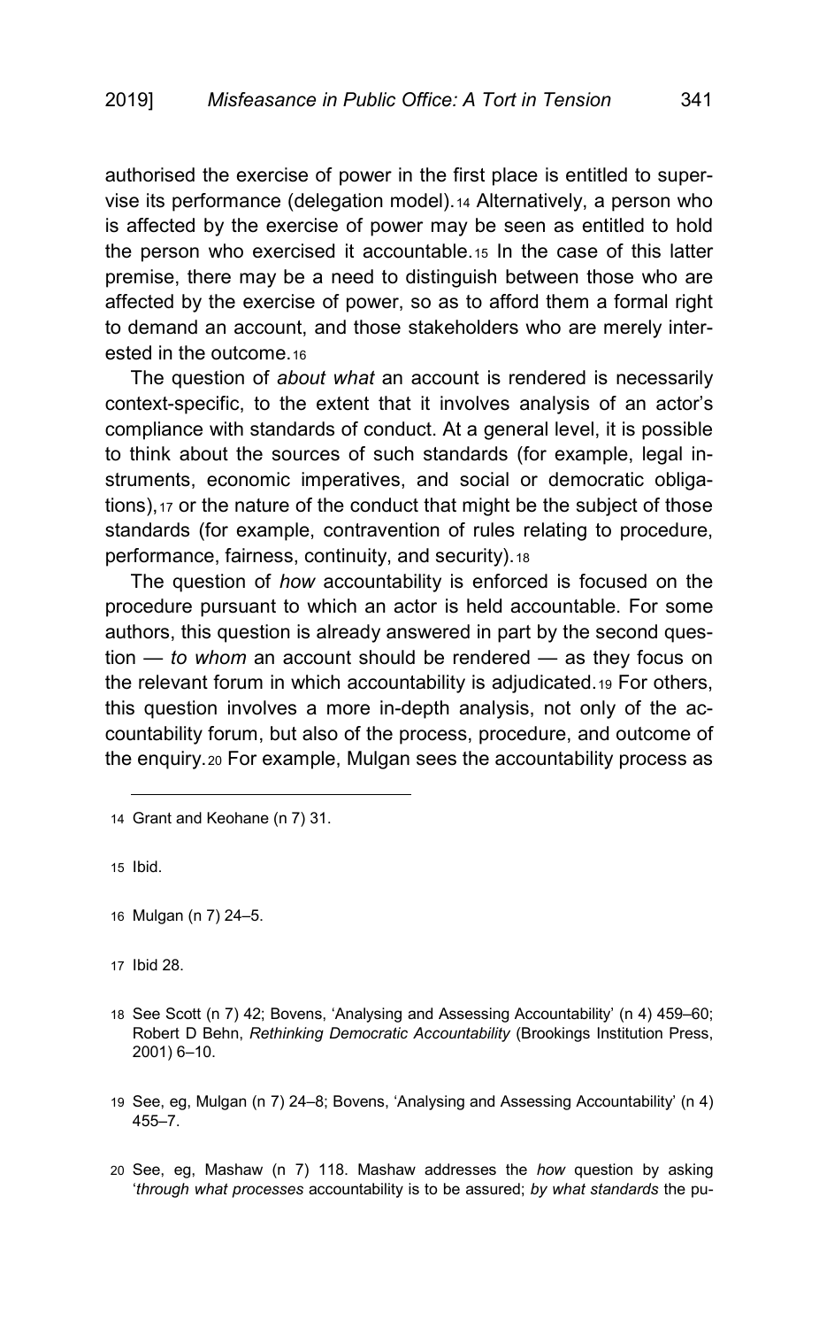authorised the exercise of power in the first place is entitled to supervise its performance (delegation model).[14] Alternatively, a person who is affected by the exercise of power may be seen as entitled to hold the person who exercised it accountable.[15] In the case of this latter premise, there may be a need to distinguish between those who are affected by the exercise of power, so as to afford them a formal right to demand an account, and those stakeholders who are merely interested in the outcome.[16]

The question of *about what* an account is rendered is necessarily context-specific, to the extent that it involves analysis of an actor's compliance with standards of conduct. At a general level, it is possible to think about the sources of such standards (for example, legal instruments, economic imperatives, and social or democratic obligations),[17] or the nature of the conduct that might be the subject of those standards (for example, contravention of rules relating to procedure, performance, fairness, continuity, and security).[18]

The question of *how* accountability is enforced is focused on the procedure pursuant to which an actor is held accountable. For some authors, this question is already answered in part by the second question — *to whom* an account should be rendered — as they focus on the relevant forum in which accountability is adjudicated.[19] For others, this question involves a more in-depth analysis, not only of the accountability forum, but also of the process, procedure, and outcome of the enquiry.[20] For example, Mulgan sees the accountability process as

---

14 Grant and Keohane (n 7) 31.

15 Ibid.

16 Mulgan (n 7) 24–5.

17 Ibid 28.

18 See Scott (n 7) 42; Bovens, 'Analysing and Assessing Accountability' (n 4) 459–60; Robert D Behn, *Rethinking Democratic Accountability* (Brookings Institution Press, 2001) 6–10.

19 See, eg, Mulgan (n 7) 24–8; Bovens, 'Analysing and Assessing Accountability' (n 4) 455–7.

20 See, eg, Mashaw (n 7) 118. Mashaw addresses the *how* question by asking '*through what processes* accountability is to be assured; *by what standards* the pu-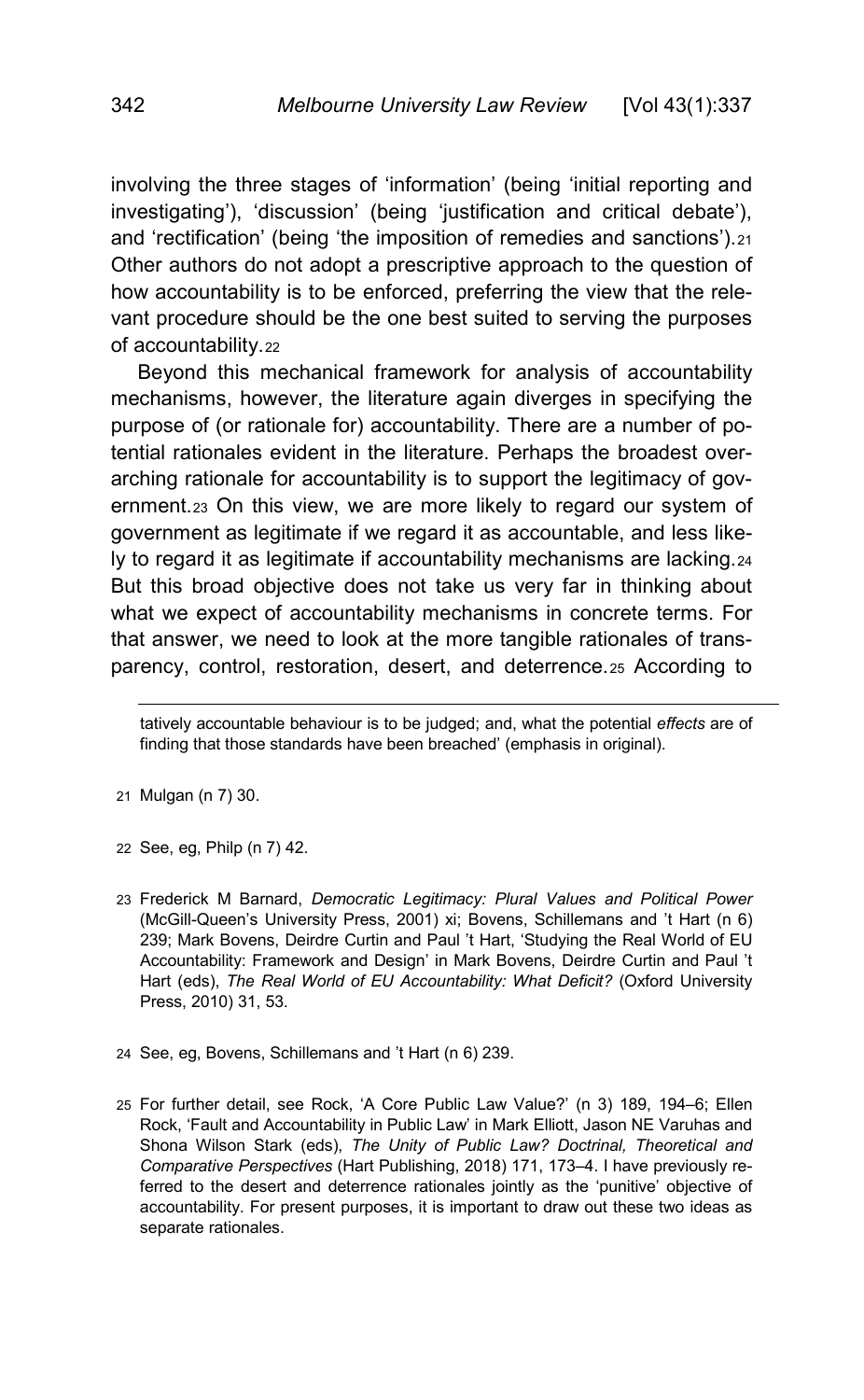involving the three stages of 'information' (being 'initial reporting and investigating'), 'discussion' (being 'justification and critical debate'), and 'rectification' (being 'the imposition of remedies and sanctions').[21] Other authors do not adopt a prescriptive approach to the question of how accountability is to be enforced, preferring the view that the relevant procedure should be the one best suited to serving the purposes of accountability.[22]

Beyond this mechanical framework for analysis of accountability mechanisms, however, the literature again diverges in specifying the purpose of (or rationale for) accountability. There are a number of potential rationales evident in the literature. Perhaps the broadest overarching rationale for accountability is to support the legitimacy of government.[23] On this view, we are more likely to regard our system of government as legitimate if we regard it as accountable, and less likely to regard it as legitimate if accountability mechanisms are lacking.[24] But this broad objective does not take us very far in thinking about what we expect of accountability mechanisms in concrete terms. For that answer, we need to look at the more tangible rationales of transparency, control, restoration, desert, and deterrence.[25] According to

---

tatively accountable behaviour is to be judged; and, what the potential *effects* are of finding that those standards have been breached' (emphasis in original).

21 Mulgan (n 7) 30.

22 See, eg, Philp (n 7) 42.

23 Frederick M Barnard, *Democratic Legitimacy: Plural Values and Political Power* (McGill-Queen's University Press, 2001) xi; Bovens, Schillemans and 't Hart (n 6) 239; Mark Bovens, Deirdre Curtin and Paul 't Hart, 'Studying the Real World of EU Accountability: Framework and Design' in Mark Bovens, Deirdre Curtin and Paul 't Hart (eds), *The Real World of EU Accountability: What Deficit?* (Oxford University Press, 2010) 31, 53.

24 See, eg, Bovens, Schillemans and 't Hart (n 6) 239.

25 For further detail, see Rock, 'A Core Public Law Value?' (n 3) 189, 194–6; Ellen Rock, 'Fault and Accountability in Public Law' in Mark Elliott, Jason NE Varuhas and Shona Wilson Stark (eds), *The Unity of Public Law? Doctrinal, Theoretical and Comparative Perspectives* (Hart Publishing, 2018) 171, 173–4. I have previously referred to the desert and deterrence rationales jointly as the 'punitive' objective of accountability. For present purposes, it is important to draw out these two ideas as separate rationales.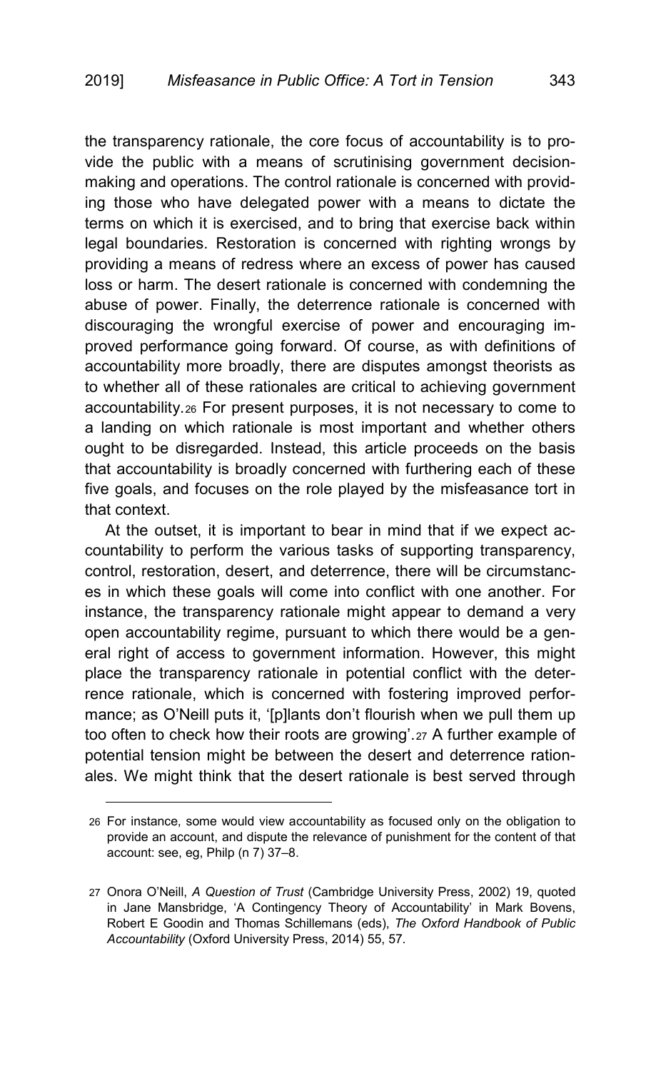the transparency rationale, the core focus of accountability is to provide the public with a means of scrutinising government decision-making and operations. The control rationale is concerned with providing those who have delegated power with a means to dictate the terms on which it is exercised, and to bring that exercise back within legal boundaries. Restoration is concerned with righting wrongs by providing a means of redress where an excess of power has caused loss or harm. The desert rationale is concerned with condemning the abuse of power. Finally, the deterrence rationale is concerned with discouraging the wrongful exercise of power and encouraging improved performance going forward. Of course, as with definitions of accountability more broadly, there are disputes amongst theorists as to whether all of these rationales are critical to achieving government accountability.[26] For present purposes, it is not necessary to come to a landing on which rationale is most important and whether others ought to be disregarded. Instead, this article proceeds on the basis that accountability is broadly concerned with furthering each of these five goals, and focuses on the role played by the misfeasance tort in that context.

At the outset, it is important to bear in mind that if we expect accountability to perform the various tasks of supporting transparency, control, restoration, desert, and deterrence, there will be circumstances in which these goals will come into conflict with one another. For instance, the transparency rationale might appear to demand a very open accountability regime, pursuant to which there would be a general right of access to government information. However, this might place the transparency rationale in potential conflict with the deterrence rationale, which is concerned with fostering improved performance; as O'Neill puts it, '[p]lants don't flourish when we pull them up too often to check how their roots are growing'.[27] A further example of potential tension might be between the desert and deterrence rationales. We might think that the desert rationale is best served through

---

26 For instance, some would view accountability as focused only on the obligation to provide an account, and dispute the relevance of punishment for the content of that account: see, eg, Philp (n 7) 37–8.

27 Onora O'Neill, *A Question of Trust* (Cambridge University Press, 2002) 19, quoted in Jane Mansbridge, 'A Contingency Theory of Accountability' in Mark Bovens, Robert E Goodin and Thomas Schillemans (eds), *The Oxford Handbook of Public Accountability* (Oxford University Press, 2014) 55, 57.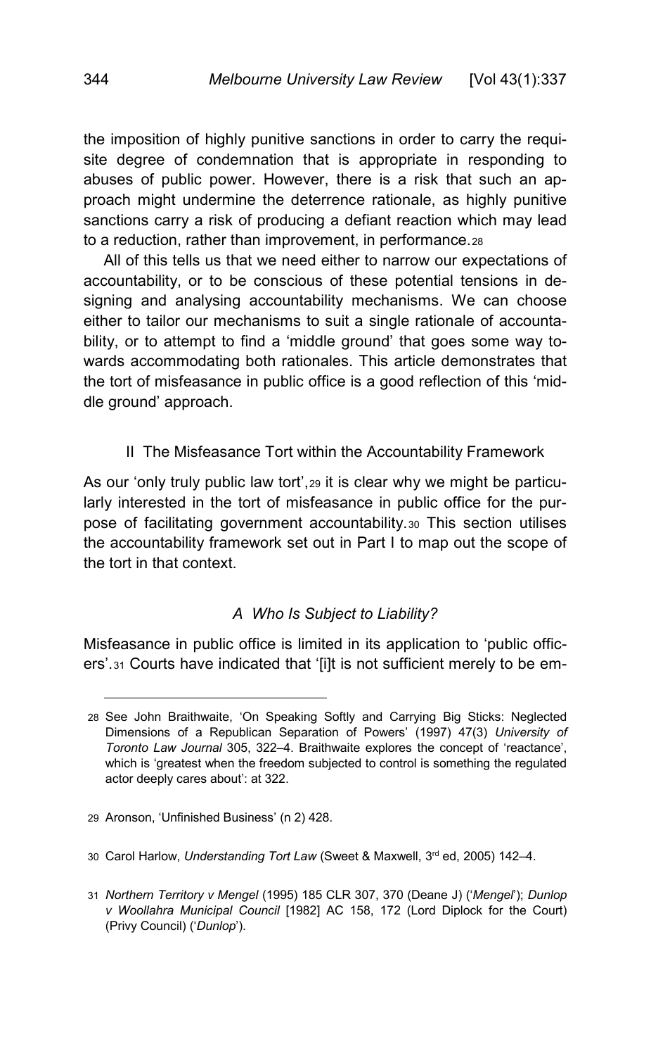the imposition of highly punitive sanctions in order to carry the requisite degree of condemnation that is appropriate in responding to abuses of public power. However, there is a risk that such an approach might undermine the deterrence rationale, as highly punitive sanctions carry a risk of producing a defiant reaction which may lead to a reduction, rather than improvement, in performance.[28]

All of this tells us that we need either to narrow our expectations of accountability, or to be conscious of these potential tensions in designing and analysing accountability mechanisms. We can choose either to tailor our mechanisms to suit a single rationale of accountability, or to attempt to find a 'middle ground' that goes some way towards accommodating both rationales. This article demonstrates that the tort of misfeasance in public office is a good reflection of this 'middle ground' approach.

## II The Misfeasance Tort within the Accountability Framework

As our 'only truly public law tort',[29] it is clear why we might be particularly interested in the tort of misfeasance in public office for the purpose of facilitating government accountability.[30] This section utilises the accountability framework set out in Part I to map out the scope of the tort in that context.

### *A Who Is Subject to Liability?*

Misfeasance in public office is limited in its application to 'public officers'.[31] Courts have indicated that '[i]t is not sufficient merely to be em-

---

28 See John Braithwaite, 'On Speaking Softly and Carrying Big Sticks: Neglected Dimensions of a Republican Separation of Powers' (1997) 47(3) *University of Toronto Law Journal* 305, 322–4. Braithwaite explores the concept of 'reactance', which is 'greatest when the freedom subjected to control is something the regulated actor deeply cares about': at 322.

29 Aronson, 'Unfinished Business' (n 2) 428.

30 Carol Harlow, *Understanding Tort Law* (Sweet & Maxwell, 3rd ed, 2005) 142–4.

31 *Northern Territory v Mengel* (1995) 185 CLR 307, 370 (Deane J) ('*Mengel*'); *Dunlop v Woollahra Municipal Council* [1982] AC 158, 172 (Lord Diplock for the Court) (Privy Council) ('*Dunlop*').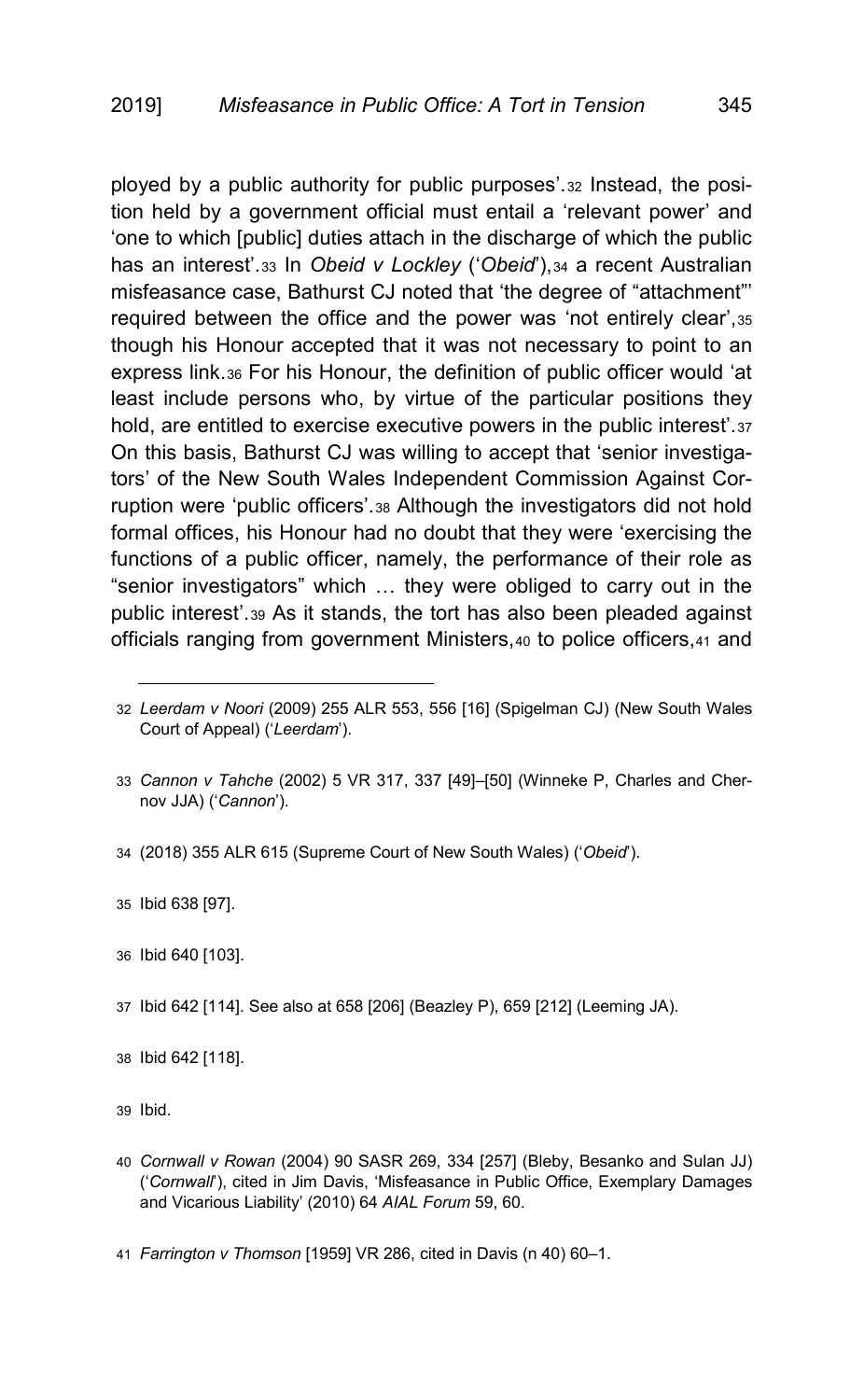ployed by a public authority for public purposes'.[32] Instead, the position held by a government official must entail a 'relevant power' and 'one to which [public] duties attach in the discharge of which the public has an interest'.[33] In *Obeid v Lockley* ('*Obeid*'),[34] a recent Australian misfeasance case, Bathurst CJ noted that 'the degree of "attachment"' required between the office and the power was 'not entirely clear',[35] though his Honour accepted that it was not necessary to point to an express link.[36] For his Honour, the definition of public officer would 'at least include persons who, by virtue of the particular positions they hold, are entitled to exercise executive powers in the public interest'.[37] On this basis, Bathurst CJ was willing to accept that 'senior investigators' of the New South Wales Independent Commission Against Corruption were 'public officers'.[38] Although the investigators did not hold formal offices, his Honour had no doubt that they were 'exercising the functions of a public officer, namely, the performance of their role as "senior investigators" which … they were obliged to carry out in the public interest'.[39] As it stands, the tort has also been pleaded against officials ranging from government Ministers,[40] to police officers,[41] and

---

32 *Leerdam v Noori* (2009) 255 ALR 553, 556 [16] (Spigelman CJ) (New South Wales Court of Appeal) ('*Leerdam*').

33 *Cannon v Tahche* (2002) 5 VR 317, 337 [49]–[50] (Winneke P, Charles and Chernov JJA) ('*Cannon*').

34 (2018) 355 ALR 615 (Supreme Court of New South Wales) ('*Obeid*').

35 Ibid 638 [97].

36 Ibid 640 [103].

37 Ibid 642 [114]. See also at 658 [206] (Beazley P), 659 [212] (Leeming JA).

38 Ibid 642 [118].

39 Ibid.

40 *Cornwall v Rowan* (2004) 90 SASR 269, 334 [257] (Bleby, Besanko and Sulan JJ) ('*Cornwall*'), cited in Jim Davis, 'Misfeasance in Public Office, Exemplary Damages and Vicarious Liability' (2010) 64 *AIAL Forum* 59, 60.

41 *Farrington v Thomson* [1959] VR 286, cited in Davis (n 40) 60–1.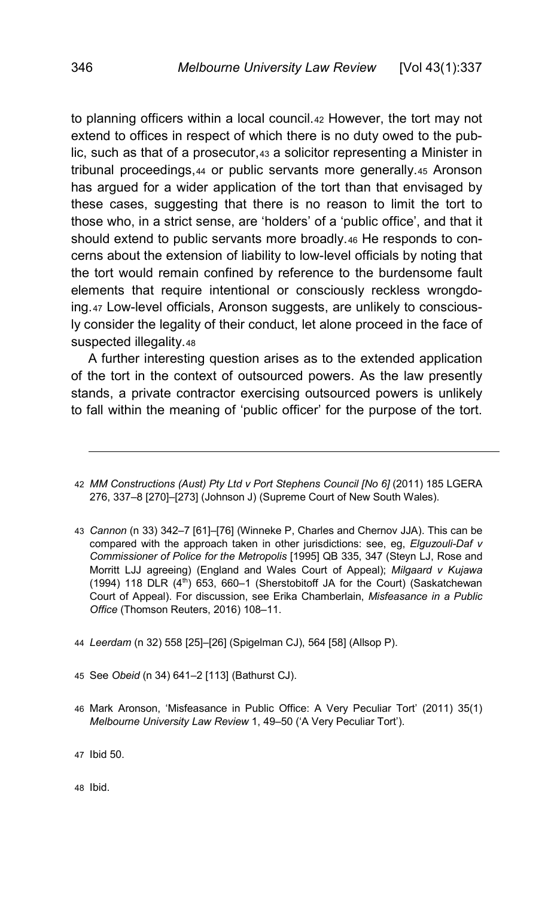to planning officers within a local council.[42] However, the tort may not extend to offices in respect of which there is no duty owed to the public, such as that of a prosecutor,[43] a solicitor representing a Minister in tribunal proceedings,[44] or public servants more generally.[45] Aronson has argued for a wider application of the tort than that envisaged by these cases, suggesting that there is no reason to limit the tort to those who, in a strict sense, are 'holders' of a 'public office', and that it should extend to public servants more broadly.[46] He responds to concerns about the extension of liability to low-level officials by noting that the tort would remain confined by reference to the burdensome fault elements that require intentional or consciously reckless wrongdoing.[47] Low-level officials, Aronson suggests, are unlikely to consciously consider the legality of their conduct, let alone proceed in the face of suspected illegality.[48]

A further interesting question arises as to the extended application of the tort in the context of outsourced powers. As the law presently stands, a private contractor exercising outsourced powers is unlikely to fall within the meaning of 'public officer' for the purpose of the tort.

---

42 *MM Constructions (Aust) Pty Ltd v Port Stephens Council [No 6]* (2011) 185 LGERA 276, 337–8 [270]–[273] (Johnson J) (Supreme Court of New South Wales).

43 *Cannon* (n 33) 342–7 [61]–[76] (Winneke P, Charles and Chernov JJA). This can be compared with the approach taken in other jurisdictions: see, eg, *Elguzouli-Daf v Commissioner of Police for the Metropolis* [1995] QB 335, 347 (Steyn LJ, Rose and Morritt LJJ agreeing) (England and Wales Court of Appeal); *Milgaard v Kujawa* (1994) 118 DLR (4th) 653, 660–1 (Sherstobitoff JA for the Court) (Saskatchewan Court of Appeal). For discussion, see Erika Chamberlain, *Misfeasance in a Public Office* (Thomson Reuters, 2016) 108–11.

44 *Leerdam* (n 32) 558 [25]–[26] (Spigelman CJ), 564 [58] (Allsop P).

45 See *Obeid* (n 34) 641–2 [113] (Bathurst CJ).

46 Mark Aronson, 'Misfeasance in Public Office: A Very Peculiar Tort' (2011) 35(1) *Melbourne University Law Review* 1, 49–50 ('A Very Peculiar Tort').

47 Ibid 50.

48 Ibid.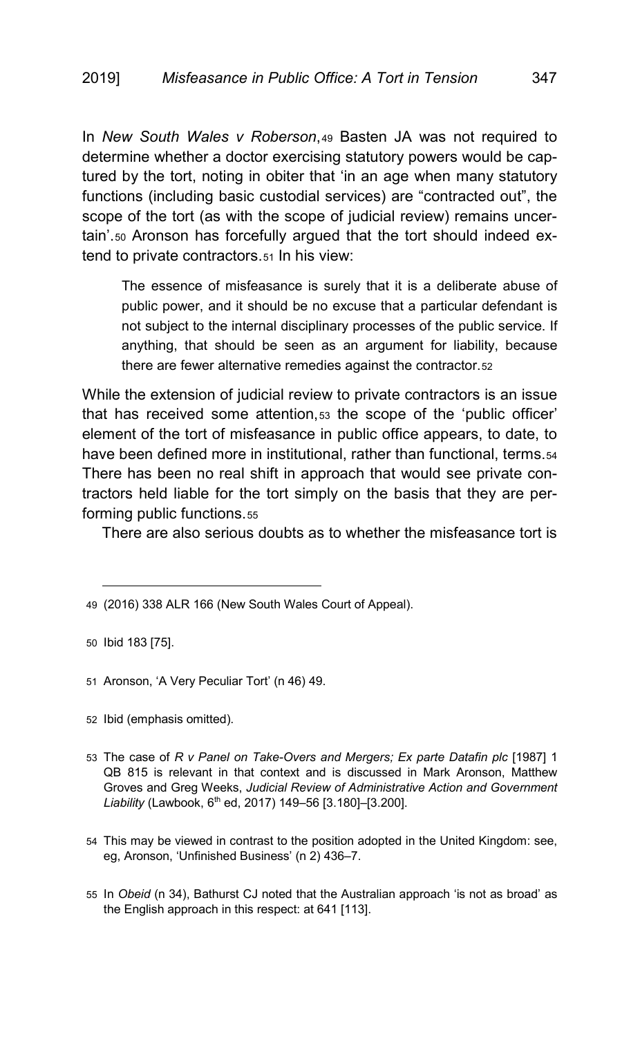In *New South Wales v Roberson*,[49] Basten JA was not required to determine whether a doctor exercising statutory powers would be captured by the tort, noting in obiter that 'in an age when many statutory functions (including basic custodial services) are "contracted out", the scope of the tort (as with the scope of judicial review) remains uncertain'.[50] Aronson has forcefully argued that the tort should indeed extend to private contractors.[51] In his view:

> The essence of misfeasance is surely that it is a deliberate abuse of public power, and it should be no excuse that a particular defendant is not subject to the internal disciplinary processes of the public service. If anything, that should be seen as an argument for liability, because there are fewer alternative remedies against the contractor.[52]

While the extension of judicial review to private contractors is an issue that has received some attention,[53] the scope of the 'public officer' element of the tort of misfeasance in public office appears, to date, to have been defined more in institutional, rather than functional, terms.[54] There has been no real shift in approach that would see private contractors held liable for the tort simply on the basis that they are performing public functions.[55]

There are also serious doubts as to whether the misfeasance tort is

---

[49] (2016) 338 ALR 166 (New South Wales Court of Appeal).

[50] Ibid 183 [75].

[51] Aronson, 'A Very Peculiar Tort' (n 46) 49.

[52] Ibid (emphasis omitted).

[53] The case of *R v Panel on Take-Overs and Mergers; Ex parte Datafin plc* [1987] 1 QB 815 is relevant in that context and is discussed in Mark Aronson, Matthew Groves and Greg Weeks, *Judicial Review of Administrative Action and Government Liability* (Lawbook, 6th ed, 2017) 149–56 [3.180]–[3.200].

[54] This may be viewed in contrast to the position adopted in the United Kingdom: see, eg, Aronson, 'Unfinished Business' (n 2) 436–7.

[55] In *Obeid* (n 34), Bathurst CJ noted that the Australian approach 'is not as broad' as the English approach in this respect: at 641 [113].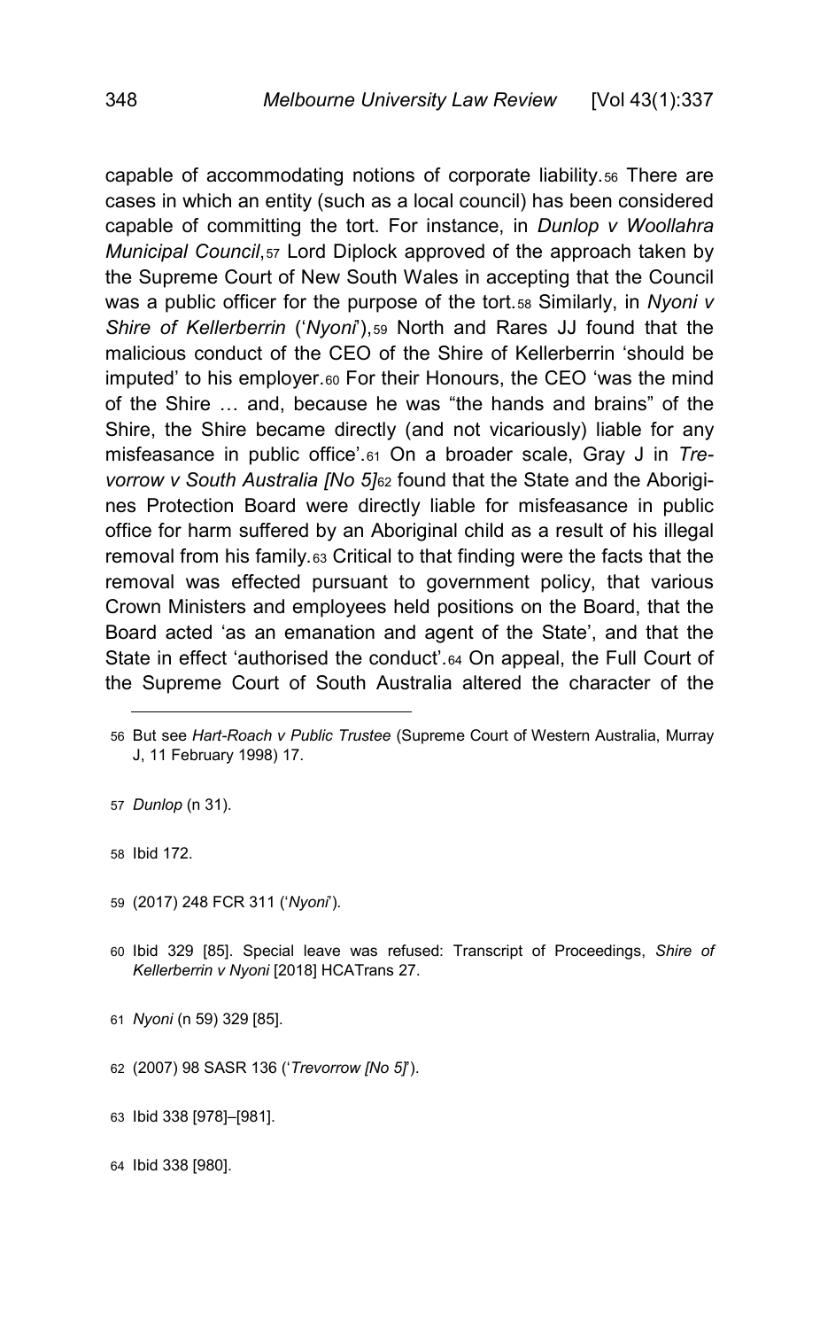capable of accommodating notions of corporate liability.[56] There are cases in which an entity (such as a local council) has been considered capable of committing the tort. For instance, in *Dunlop v Woollahra Municipal Council*,[57] Lord Diplock approved of the approach taken by the Supreme Court of New South Wales in accepting that the Council was a public officer for the purpose of the tort.[58] Similarly, in *Nyoni v Shire of Kellerberrin* ('*Nyoni*'),[59] North and Rares JJ found that the malicious conduct of the CEO of the Shire of Kellerberrin 'should be imputed' to his employer.[60] For their Honours, the CEO 'was the mind of the Shire … and, because he was "the hands and brains" of the Shire, the Shire became directly (and not vicariously) liable for any misfeasance in public office'.[61] On a broader scale, Gray J in *Trevorrow v South Australia [No 5]*[62] found that the State and the Aborigines Protection Board were directly liable for misfeasance in public office for harm suffered by an Aboriginal child as a result of his illegal removal from his family.[63] Critical to that finding were the facts that the removal was effected pursuant to government policy, that various Crown Ministers and employees held positions on the Board, that the Board acted 'as an emanation and agent of the State', and that the State in effect 'authorised the conduct'.[64] On appeal, the Full Court of the Supreme Court of South Australia altered the character of the

---

56 But see *Hart-Roach v Public Trustee* (Supreme Court of Western Australia, Murray J, 11 February 1998) 17.

57 *Dunlop* (n 31).

58 Ibid 172.

59 (2017) 248 FCR 311 ('*Nyoni*').

60 Ibid 329 [85]. Special leave was refused: Transcript of Proceedings, *Shire of Kellerberrin v Nyoni* [2018] HCATrans 27.

61 *Nyoni* (n 59) 329 [85].

62 (2007) 98 SASR 136 ('*Trevorrow [No 5]*').

63 Ibid 338 [978]–[981].

64 Ibid 338 [980].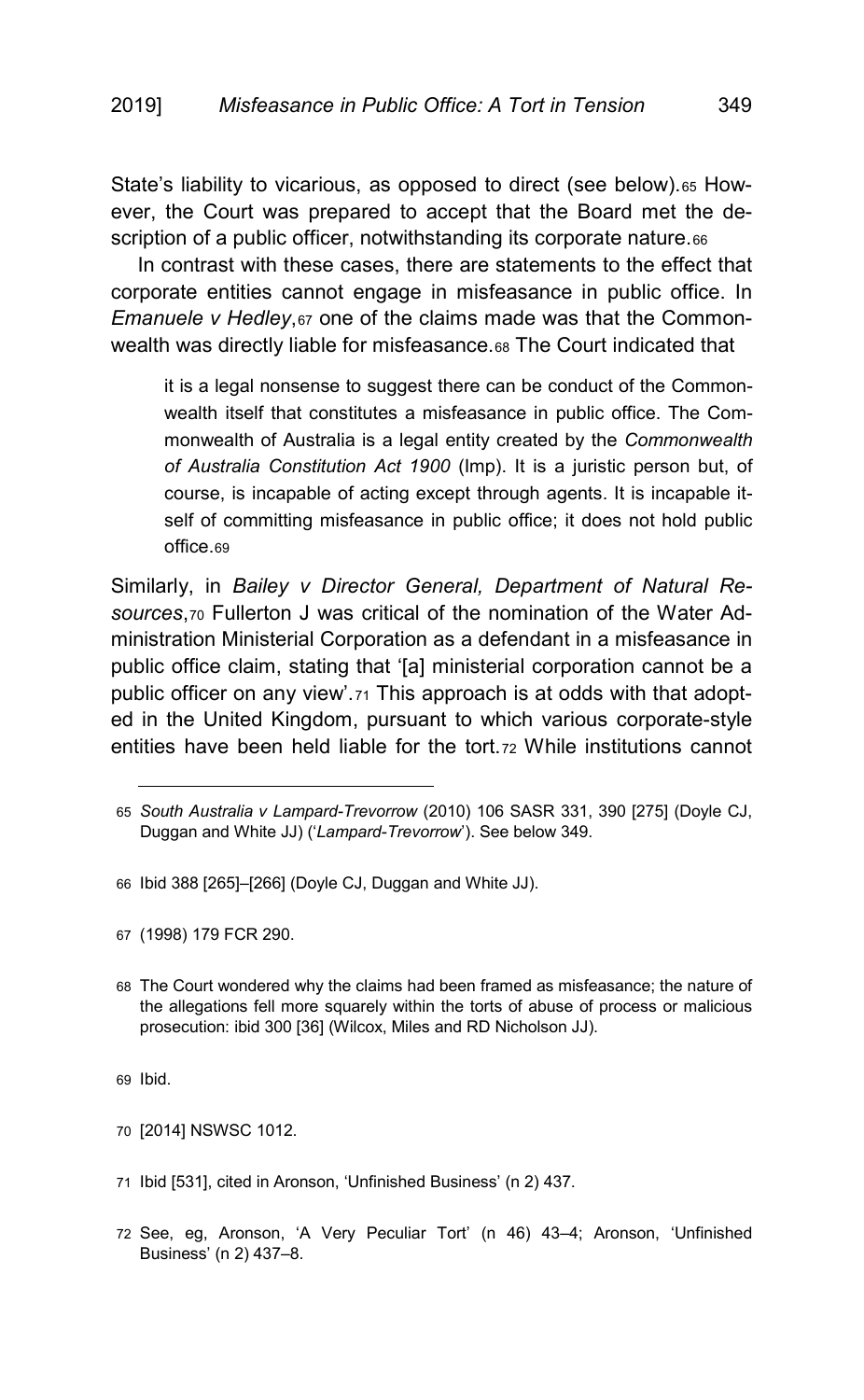State's liability to vicarious, as opposed to direct (see below).[65] However, the Court was prepared to accept that the Board met the description of a public officer, notwithstanding its corporate nature.[66]

In contrast with these cases, there are statements to the effect that corporate entities cannot engage in misfeasance in public office. In *Emanuele v Hedley*,[67] one of the claims made was that the Commonwealth was directly liable for misfeasance.[68] The Court indicated that

> it is a legal nonsense to suggest there can be conduct of the Commonwealth itself that constitutes a misfeasance in public office. The Commonwealth of Australia is a legal entity created by the *Commonwealth of Australia Constitution Act 1900* (Imp). It is a juristic person but, of course, is incapable of acting except through agents. It is incapable itself of committing misfeasance in public office; it does not hold public office.[69]

Similarly, in *Bailey v Director General, Department of Natural Resources*,[70] Fullerton J was critical of the nomination of the Water Administration Ministerial Corporation as a defendant in a misfeasance in public office claim, stating that '[a] ministerial corporation cannot be a public officer on any view'.[71] This approach is at odds with that adopted in the United Kingdom, pursuant to which various corporate-style entities have been held liable for the tort.[72] While institutions cannot

---

65 *South Australia v Lampard-Trevorrow* (2010) 106 SASR 331, 390 [275] (Doyle CJ, Duggan and White JJ) ('*Lampard-Trevorrow*'). See below 349.

66 Ibid 388 [265]–[266] (Doyle CJ, Duggan and White JJ).

67 (1998) 179 FCR 290.

68 The Court wondered why the claims had been framed as misfeasance; the nature of the allegations fell more squarely within the torts of abuse of process or malicious prosecution: ibid 300 [36] (Wilcox, Miles and RD Nicholson JJ).

69 Ibid.

70 [2014] NSWSC 1012.

71 Ibid [531], cited in Aronson, 'Unfinished Business' (n 2) 437.

72 See, eg, Aronson, 'A Very Peculiar Tort' (n 46) 43–4; Aronson, 'Unfinished Business' (n 2) 437–8.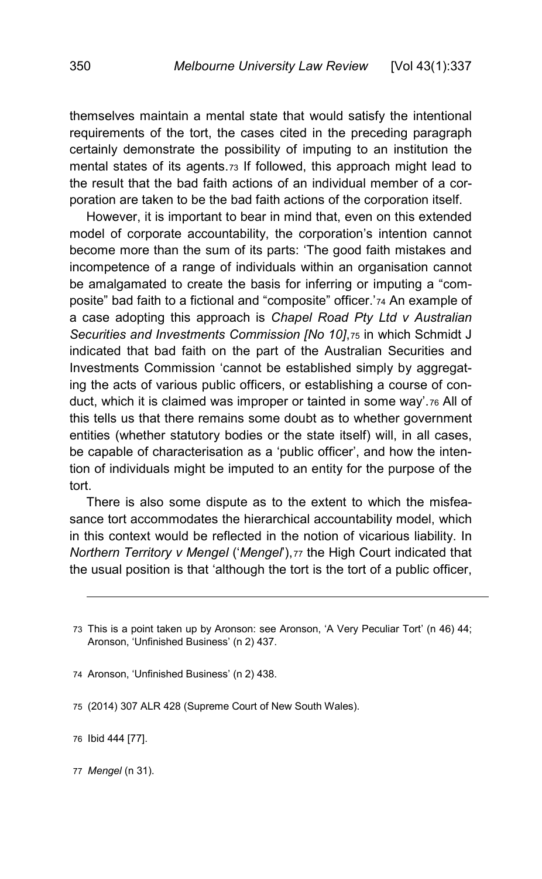themselves maintain a mental state that would satisfy the intentional requirements of the tort, the cases cited in the preceding paragraph certainly demonstrate the possibility of imputing to an institution the mental states of its agents.[73] If followed, this approach might lead to the result that the bad faith actions of an individual member of a corporation are taken to be the bad faith actions of the corporation itself.

However, it is important to bear in mind that, even on this extended model of corporate accountability, the corporation's intention cannot become more than the sum of its parts: 'The good faith mistakes and incompetence of a range of individuals within an organisation cannot be amalgamated to create the basis for inferring or imputing a "composite" bad faith to a fictional and "composite" officer.'[74] An example of a case adopting this approach is *Chapel Road Pty Ltd v Australian Securities and Investments Commission [No 10]*,[75] in which Schmidt J indicated that bad faith on the part of the Australian Securities and Investments Commission 'cannot be established simply by aggregating the acts of various public officers, or establishing a course of conduct, which it is claimed was improper or tainted in some way'.[76] All of this tells us that there remains some doubt as to whether government entities (whether statutory bodies or the state itself) will, in all cases, be capable of characterisation as a 'public officer', and how the intention of individuals might be imputed to an entity for the purpose of the tort.

There is also some dispute as to the extent to which the misfeasance tort accommodates the hierarchical accountability model, which in this context would be reflected in the notion of vicarious liability. In *Northern Territory v Mengel* ('*Mengel*'),[77] the High Court indicated that the usual position is that 'although the tort is the tort of a public officer,

---

73 This is a point taken up by Aronson: see Aronson, 'A Very Peculiar Tort' (n 46) 44; Aronson, 'Unfinished Business' (n 2) 437.

74 Aronson, 'Unfinished Business' (n 2) 438.

75 (2014) 307 ALR 428 (Supreme Court of New South Wales).

76 Ibid 444 [77].

77 *Mengel* (n 31).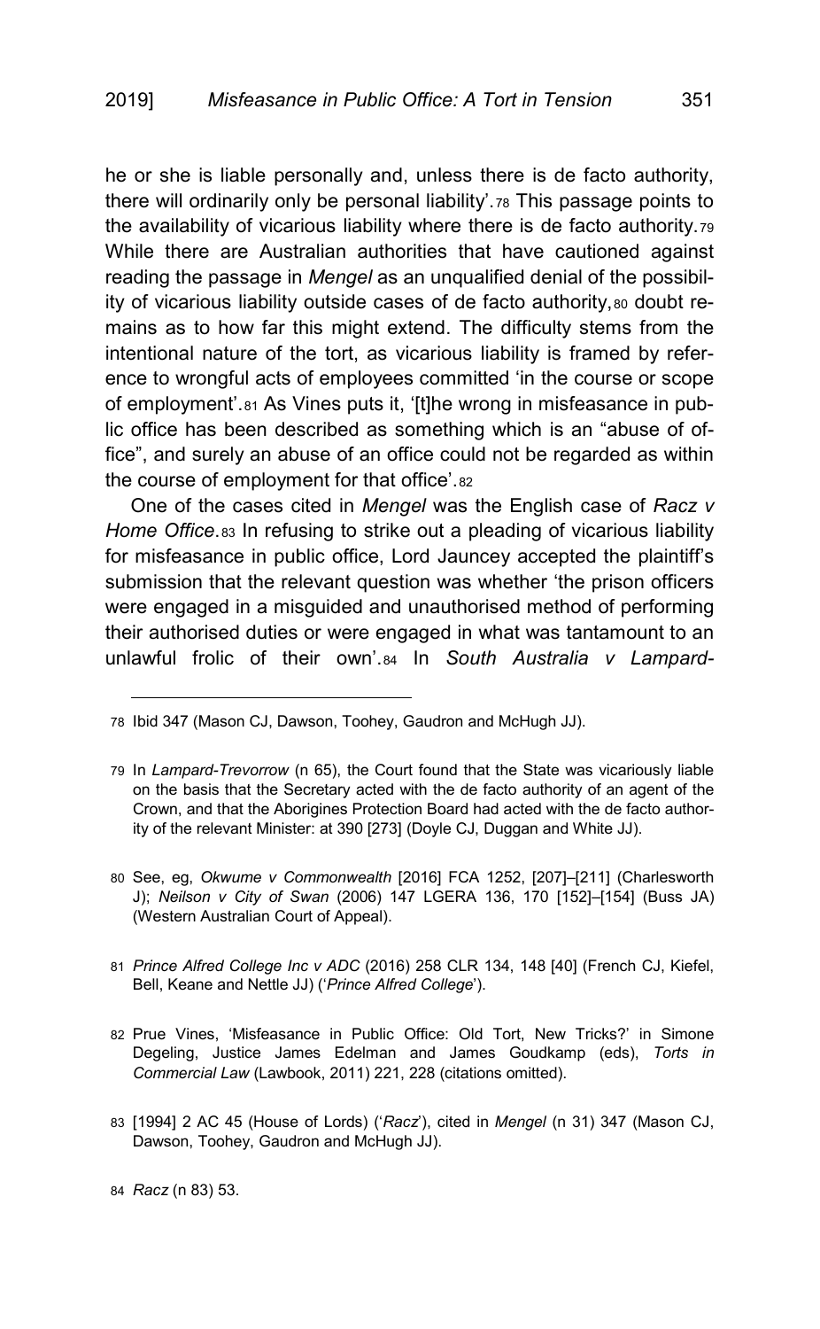he or she is liable personally and, unless there is de facto authority, there will ordinarily only be personal liability'.[78] This passage points to the availability of vicarious liability where there is de facto authority.[79] While there are Australian authorities that have cautioned against reading the passage in *Mengel* as an unqualified denial of the possibility of vicarious liability outside cases of de facto authority,[80] doubt remains as to how far this might extend. The difficulty stems from the intentional nature of the tort, as vicarious liability is framed by reference to wrongful acts of employees committed 'in the course or scope of employment'.[81] As Vines puts it, '[t]he wrong in misfeasance in public office has been described as something which is an "abuse of office", and surely an abuse of an office could not be regarded as within the course of employment for that office'.[82]

One of the cases cited in *Mengel* was the English case of *Racz v Home Office*.[83] In refusing to strike out a pleading of vicarious liability for misfeasance in public office, Lord Jauncey accepted the plaintiff's submission that the relevant question was whether 'the prison officers were engaged in a misguided and unauthorised method of performing their authorised duties or were engaged in what was tantamount to an unlawful frolic of their own'.[84] In *South Australia v Lampard-*

---

78 Ibid 347 (Mason CJ, Dawson, Toohey, Gaudron and McHugh JJ).

79 In *Lampard-Trevorrow* (n 65), the Court found that the State was vicariously liable on the basis that the Secretary acted with the de facto authority of an agent of the Crown, and that the Aborigines Protection Board had acted with the de facto authority of the relevant Minister: at 390 [273] (Doyle CJ, Duggan and White JJ).

80 See, eg, *Okwume v Commonwealth* [2016] FCA 1252, [207]–[211] (Charlesworth J); *Neilson v City of Swan* (2006) 147 LGERA 136, 170 [152]–[154] (Buss JA) (Western Australian Court of Appeal).

81 *Prince Alfred College Inc v ADC* (2016) 258 CLR 134, 148 [40] (French CJ, Kiefel, Bell, Keane and Nettle JJ) ('*Prince Alfred College*').

82 Prue Vines, 'Misfeasance in Public Office: Old Tort, New Tricks?' in Simone Degeling, Justice James Edelman and James Goudkamp (eds), *Torts in Commercial Law* (Lawbook, 2011) 221, 228 (citations omitted).

83 [1994] 2 AC 45 (House of Lords) ('*Racz*'), cited in *Mengel* (n 31) 347 (Mason CJ, Dawson, Toohey, Gaudron and McHugh JJ).

84 *Racz* (n 83) 53.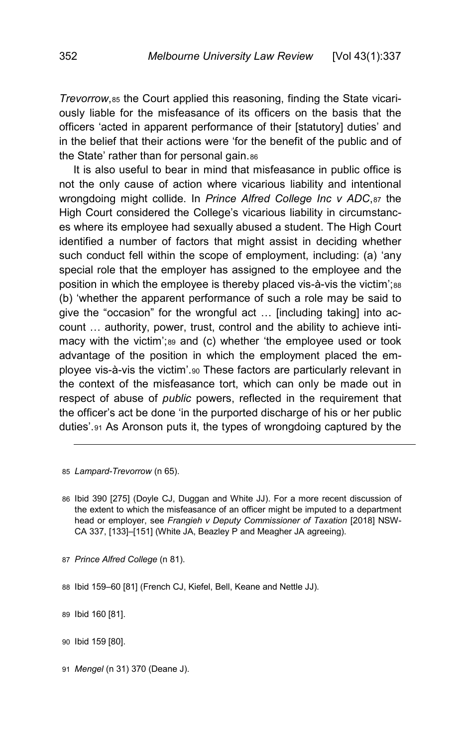*Trevorrow*,[85] the Court applied this reasoning, finding the State vicariously liable for the misfeasance of its officers on the basis that the officers 'acted in apparent performance of their [statutory] duties' and in the belief that their actions were 'for the benefit of the public and of the State' rather than for personal gain.[86]

It is also useful to bear in mind that misfeasance in public office is not the only cause of action where vicarious liability and intentional wrongdoing might collide. In *Prince Alfred College Inc v ADC*,[87] the High Court considered the College's vicarious liability in circumstances where its employee had sexually abused a student. The High Court identified a number of factors that might assist in deciding whether such conduct fell within the scope of employment, including: (a) 'any special role that the employer has assigned to the employee and the position in which the employee is thereby placed vis-à-vis the victim';[88] (b) 'whether the apparent performance of such a role may be said to give the "occasion" for the wrongful act … [including taking] into account … authority, power, trust, control and the ability to achieve intimacy with the victim';[89] and (c) whether 'the employee used or took advantage of the position in which the employment placed the employee vis-à-vis the victim'.[90] These factors are particularly relevant in the context of the misfeasance tort, which can only be made out in respect of abuse of *public* powers, reflected in the requirement that the officer's act be done 'in the purported discharge of his or her public duties'.[91] As Aronson puts it, the types of wrongdoing captured by the

---

85 *Lampard-Trevorrow* (n 65).

86 Ibid 390 [275] (Doyle CJ, Duggan and White JJ). For a more recent discussion of the extent to which the misfeasance of an officer might be imputed to a department head or employer, see *Frangieh v Deputy Commissioner of Taxation* [2018] NSWCA 337, [133]–[151] (White JA, Beazley P and Meagher JA agreeing).

87 *Prince Alfred College* (n 81).

88 Ibid 159–60 [81] (French CJ, Kiefel, Bell, Keane and Nettle JJ).

89 Ibid 160 [81].

90 Ibid 159 [80].

91 *Mengel* (n 31) 370 (Deane J).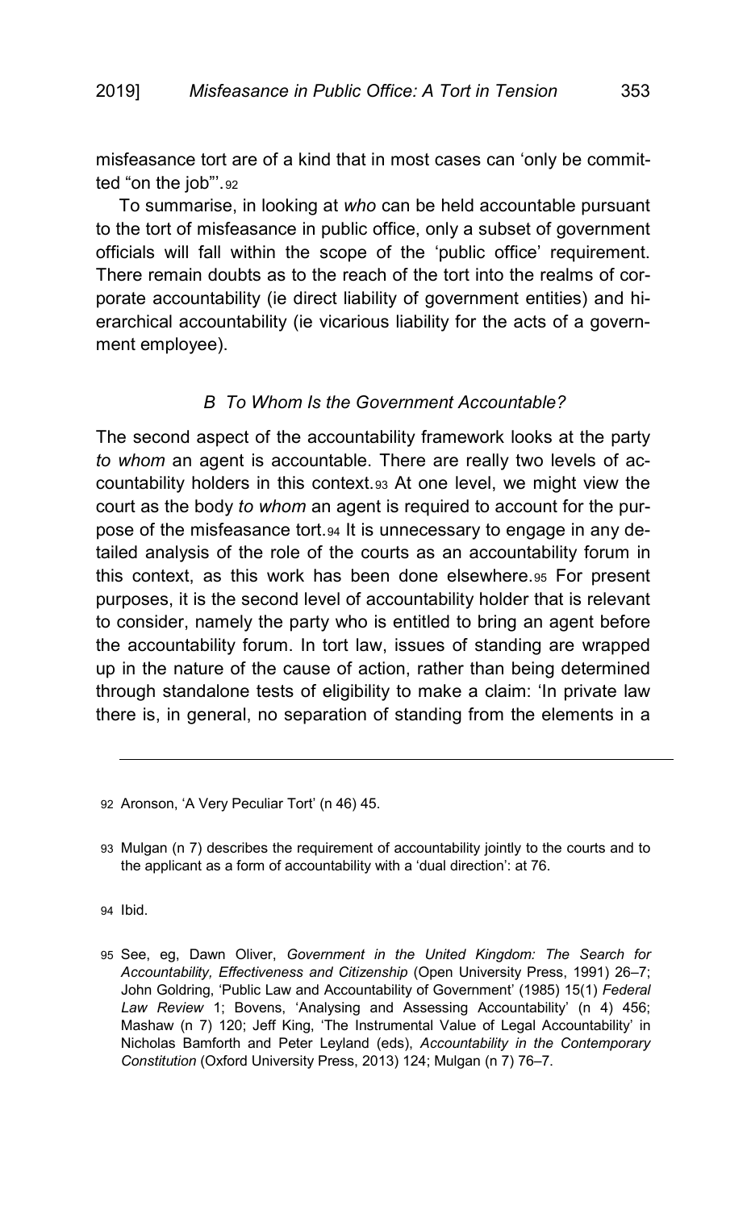misfeasance tort are of a kind that in most cases can 'only be committed "on the job"'.[92]

To summarise, in looking at *who* can be held accountable pursuant to the tort of misfeasance in public office, only a subset of government officials will fall within the scope of the 'public office' requirement. There remain doubts as to the reach of the tort into the realms of corporate accountability (ie direct liability of government entities) and hierarchical accountability (ie vicarious liability for the acts of a government employee).

### *B To Whom Is the Government Accountable?*

The second aspect of the accountability framework looks at the party *to whom* an agent is accountable. There are really two levels of accountability holders in this context.[93] At one level, we might view the court as the body *to whom* an agent is required to account for the purpose of the misfeasance tort.[94] It is unnecessary to engage in any detailed analysis of the role of the courts as an accountability forum in this context, as this work has been done elsewhere.[95] For present purposes, it is the second level of accountability holder that is relevant to consider, namely the party who is entitled to bring an agent before the accountability forum. In tort law, issues of standing are wrapped up in the nature of the cause of action, rather than being determined through standalone tests of eligibility to make a claim: 'In private law there is, in general, no separation of standing from the elements in a

---

92 Aronson, 'A Very Peculiar Tort' (n 46) 45.

93 Mulgan (n 7) describes the requirement of accountability jointly to the courts and to the applicant as a form of accountability with a 'dual direction': at 76.

94 Ibid.

95 See, eg, Dawn Oliver, *Government in the United Kingdom: The Search for Accountability, Effectiveness and Citizenship* (Open University Press, 1991) 26–7; John Goldring, 'Public Law and Accountability of Government' (1985) 15(1) *Federal Law Review* 1; Bovens, 'Analysing and Assessing Accountability' (n 4) 456; Mashaw (n 7) 120; Jeff King, 'The Instrumental Value of Legal Accountability' in Nicholas Bamforth and Peter Leyland (eds), *Accountability in the Contemporary Constitution* (Oxford University Press, 2013) 124; Mulgan (n 7) 76–7.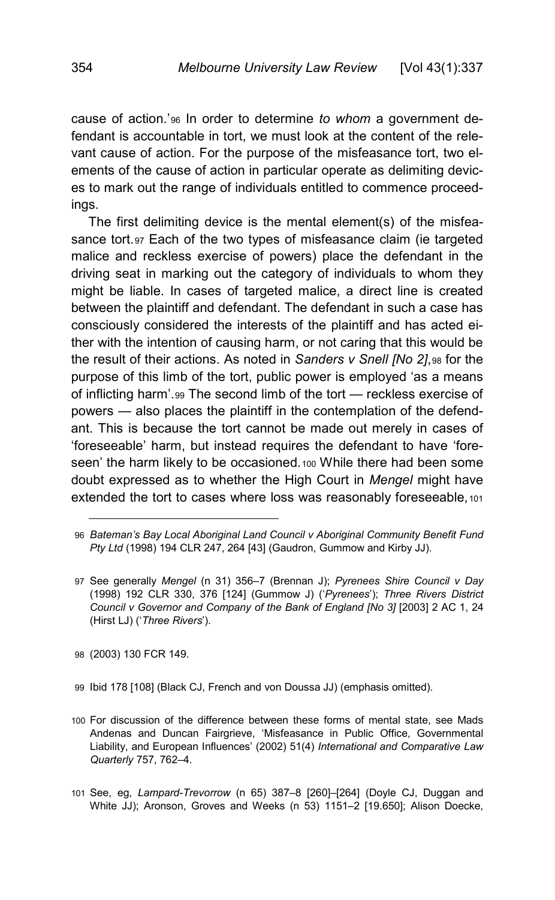cause of action.'[96] In order to determine *to whom* a government defendant is accountable in tort, we must look at the content of the relevant cause of action. For the purpose of the misfeasance tort, two elements of the cause of action in particular operate as delimiting devices to mark out the range of individuals entitled to commence proceedings.

The first delimiting device is the mental element(s) of the misfeasance tort.[97] Each of the two types of misfeasance claim (ie targeted malice and reckless exercise of powers) place the defendant in the driving seat in marking out the category of individuals to whom they might be liable. In cases of targeted malice, a direct line is created between the plaintiff and defendant. The defendant in such a case has consciously considered the interests of the plaintiff and has acted either with the intention of causing harm, or not caring that this would be the result of their actions. As noted in *Sanders v Snell [No 2]*,[98] for the purpose of this limb of the tort, public power is employed 'as a means of inflicting harm'.[99] The second limb of the tort — reckless exercise of powers — also places the plaintiff in the contemplation of the defendant. This is because the tort cannot be made out merely in cases of 'foreseeable' harm, but instead requires the defendant to have 'foreseen' the harm likely to be occasioned.[100] While there had been some doubt expressed as to whether the High Court in *Mengel* might have extended the tort to cases where loss was reasonably foreseeable,[101]

---

96 *Bateman's Bay Local Aboriginal Land Council v Aboriginal Community Benefit Fund Pty Ltd* (1998) 194 CLR 247, 264 [43] (Gaudron, Gummow and Kirby JJ).

97 See generally *Mengel* (n 31) 356–7 (Brennan J); *Pyrenees Shire Council v Day* (1998) 192 CLR 330, 376 [124] (Gummow J) ('*Pyrenees*'); *Three Rivers District Council v Governor and Company of the Bank of England [No 3]* [2003] 2 AC 1, 24 (Hirst LJ) ('*Three Rivers*').

98 (2003) 130 FCR 149.

99 Ibid 178 [108] (Black CJ, French and von Doussa JJ) (emphasis omitted).

100 For discussion of the difference between these forms of mental state, see Mads Andenas and Duncan Fairgrieve, 'Misfeasance in Public Office, Governmental Liability, and European Influences' (2002) 51(4) *International and Comparative Law Quarterly* 757, 762–4.

101 See, eg, *Lampard-Trevorrow* (n 65) 387–8 [260]–[264] (Doyle CJ, Duggan and White JJ); Aronson, Groves and Weeks (n 53) 1151–2 [19.650]; Alison Doecke,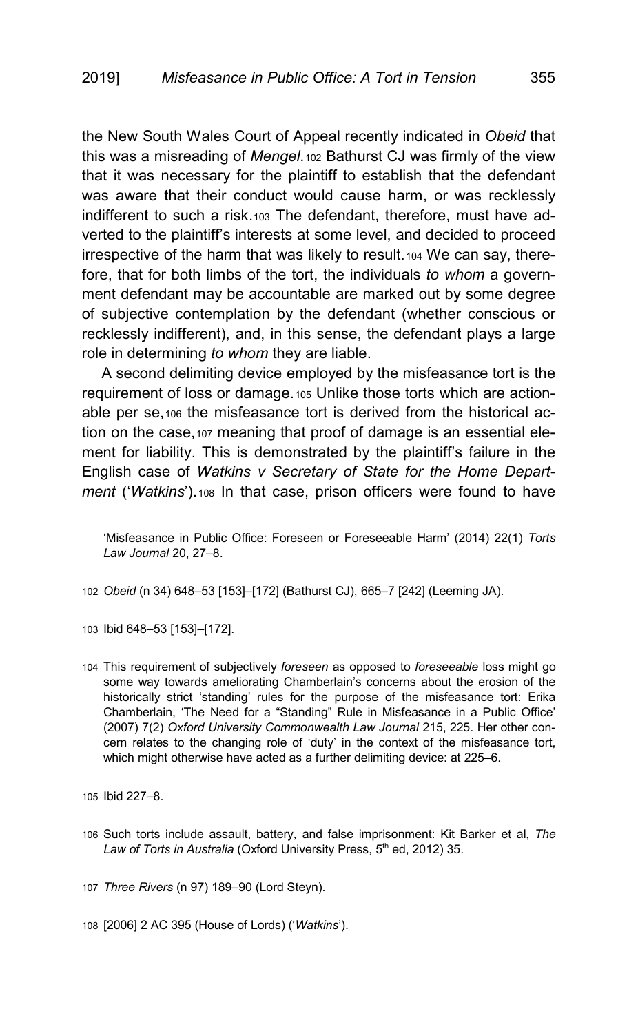the New South Wales Court of Appeal recently indicated in *Obeid* that this was a misreading of *Mengel*.[102] Bathurst CJ was firmly of the view that it was necessary for the plaintiff to establish that the defendant was aware that their conduct would cause harm, or was recklessly indifferent to such a risk.[103] The defendant, therefore, must have adverted to the plaintiff's interests at some level, and decided to proceed irrespective of the harm that was likely to result.[104] We can say, therefore, that for both limbs of the tort, the individuals *to whom* a government defendant may be accountable are marked out by some degree of subjective contemplation by the defendant (whether conscious or recklessly indifferent), and, in this sense, the defendant plays a large role in determining *to whom* they are liable.

A second delimiting device employed by the misfeasance tort is the requirement of loss or damage.[105] Unlike those torts which are actionable per se,[106] the misfeasance tort is derived from the historical action on the case,[107] meaning that proof of damage is an essential element for liability. This is demonstrated by the plaintiff's failure in the English case of *Watkins v Secretary of State for the Home Department* ('*Watkins*').[108] In that case, prison officers were found to have

---

'Misfeasance in Public Office: Foreseen or Foreseeable Harm' (2014) 22(1) *Torts Law Journal* 20, 27–8.

102 *Obeid* (n 34) 648–53 [153]–[172] (Bathurst CJ), 665–7 [242] (Leeming JA).

103 Ibid 648–53 [153]–[172].

104 This requirement of subjectively *foreseen* as opposed to *foreseeable* loss might go some way towards ameliorating Chamberlain's concerns about the erosion of the historically strict 'standing' rules for the purpose of the misfeasance tort: Erika Chamberlain, 'The Need for a "Standing" Rule in Misfeasance in a Public Office' (2007) 7(2) *Oxford University Commonwealth Law Journal* 215, 225. Her other concern relates to the changing role of 'duty' in the context of the misfeasance tort, which might otherwise have acted as a further delimiting device: at 225–6.

105 Ibid 227–8.

106 Such torts include assault, battery, and false imprisonment: Kit Barker et al, *The Law of Torts in Australia* (Oxford University Press, 5th ed, 2012) 35.

107 *Three Rivers* (n 97) 189–90 (Lord Steyn).

108 [2006] 2 AC 395 (House of Lords) ('*Watkins*').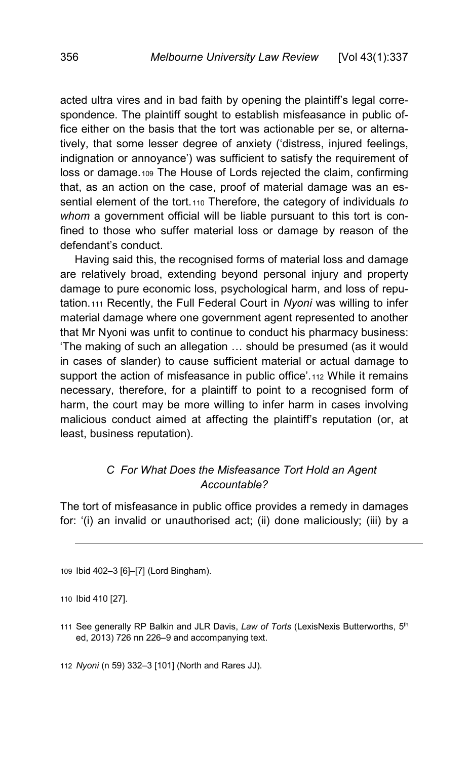acted ultra vires and in bad faith by opening the plaintiff's legal correspondence. The plaintiff sought to establish misfeasance in public office either on the basis that the tort was actionable per se, or alternatively, that some lesser degree of anxiety ('distress, injured feelings, indignation or annoyance') was sufficient to satisfy the requirement of loss or damage.[109] The House of Lords rejected the claim, confirming that, as an action on the case, proof of material damage was an essential element of the tort.[110] Therefore, the category of individuals *to whom* a government official will be liable pursuant to this tort is confined to those who suffer material loss or damage by reason of the defendant's conduct.

Having said this, the recognised forms of material loss and damage are relatively broad, extending beyond personal injury and property damage to pure economic loss, psychological harm, and loss of reputation.[111] Recently, the Full Federal Court in *Nyoni* was willing to infer material damage where one government agent represented to another that Mr Nyoni was unfit to continue to conduct his pharmacy business: 'The making of such an allegation … should be presumed (as it would in cases of slander) to cause sufficient material or actual damage to support the action of misfeasance in public office'.[112] While it remains necessary, therefore, for a plaintiff to point to a recognised form of harm, the court may be more willing to infer harm in cases involving malicious conduct aimed at affecting the plaintiff's reputation (or, at least, business reputation).

### *C For What Does the Misfeasance Tort Hold an Agent Accountable?*

The tort of misfeasance in public office provides a remedy in damages for: '(i) an invalid or unauthorised act; (ii) done maliciously; (iii) by a

---

109 Ibid 402–3 [6]–[7] (Lord Bingham).

110 Ibid 410 [27].

111 See generally RP Balkin and JLR Davis, *Law of Torts* (LexisNexis Butterworths, 5th ed, 2013) 726 nn 226–9 and accompanying text.

112 *Nyoni* (n 59) 332–3 [101] (North and Rares JJ).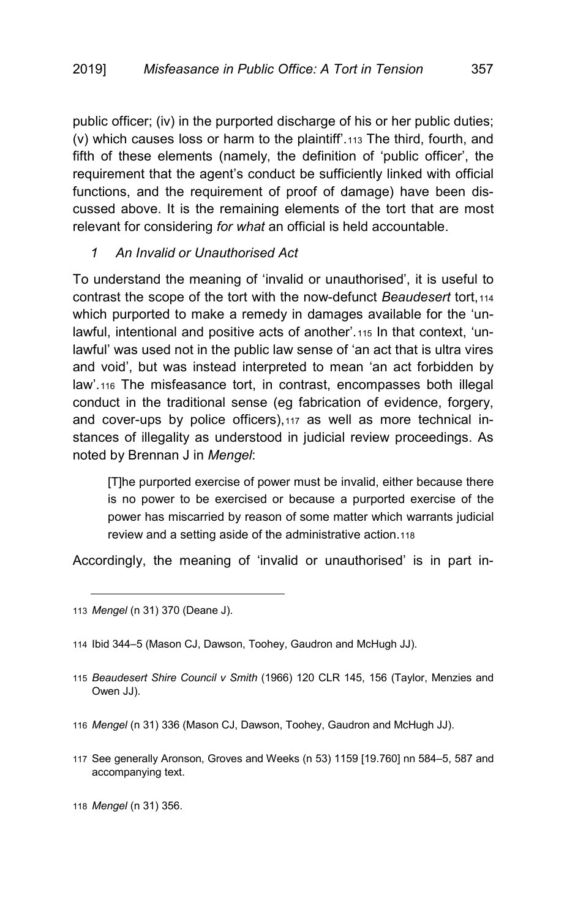public officer; (iv) in the purported discharge of his or her public duties; (v) which causes loss or harm to the plaintiff'.[113] The third, fourth, and fifth of these elements (namely, the definition of 'public officer', the requirement that the agent's conduct be sufficiently linked with official functions, and the requirement of proof of damage) have been discussed above. It is the remaining elements of the tort that are most relevant for considering *for what* an official is held accountable.

### *1 An Invalid or Unauthorised Act*

To understand the meaning of 'invalid or unauthorised', it is useful to contrast the scope of the tort with the now-defunct *Beaudesert* tort,[114] which purported to make a remedy in damages available for the 'unlawful, intentional and positive acts of another'.[115] In that context, 'unlawful' was used not in the public law sense of 'an act that is ultra vires and void', but was instead interpreted to mean 'an act forbidden by law'.[116] The misfeasance tort, in contrast, encompasses both illegal conduct in the traditional sense (eg fabrication of evidence, forgery, and cover-ups by police officers),[117] as well as more technical instances of illegality as understood in judicial review proceedings. As noted by Brennan J in *Mengel*:

> [T]he purported exercise of power must be invalid, either because there is no power to be exercised or because a purported exercise of the power has miscarried by reason of some matter which warrants judicial review and a setting aside of the administrative action.[118]

Accordingly, the meaning of 'invalid or unauthorised' is in part in-

---

113 *Mengel* (n 31) 370 (Deane J).

114 Ibid 344–5 (Mason CJ, Dawson, Toohey, Gaudron and McHugh JJ).

115 *Beaudesert Shire Council v Smith* (1966) 120 CLR 145, 156 (Taylor, Menzies and Owen JJ).

116 *Mengel* (n 31) 336 (Mason CJ, Dawson, Toohey, Gaudron and McHugh JJ).

117 See generally Aronson, Groves and Weeks (n 53) 1159 [19.760] nn 584–5, 587 and accompanying text.

118 *Mengel* (n 31) 356.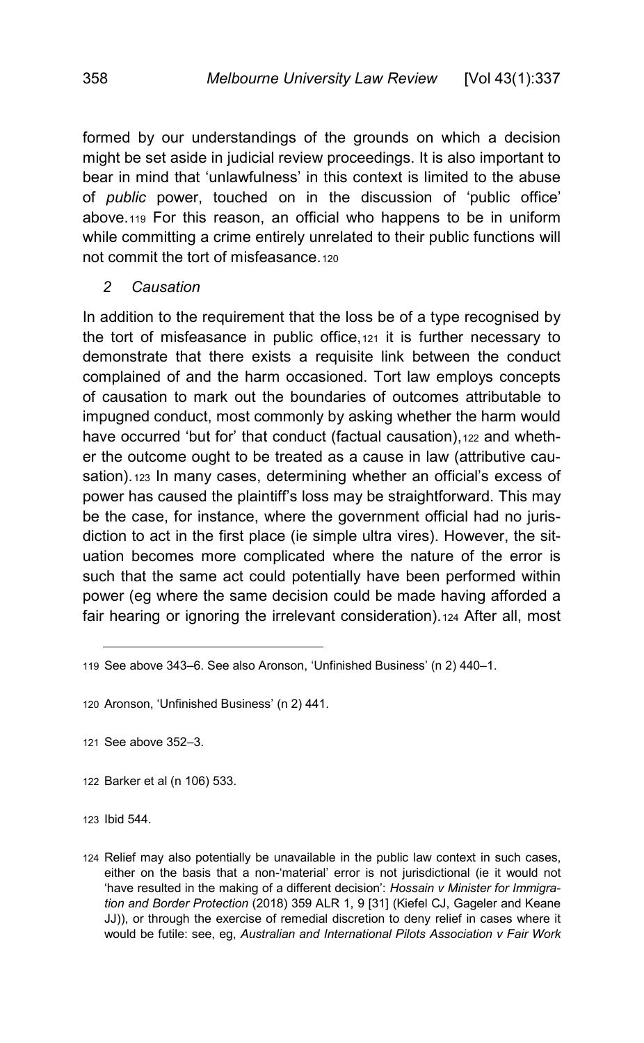formed by our understandings of the grounds on which a decision might be set aside in judicial review proceedings. It is also important to bear in mind that 'unlawfulness' in this context is limited to the abuse of *public* power, touched on in the discussion of 'public office' above.[119] For this reason, an official who happens to be in uniform while committing a crime entirely unrelated to their public functions will not commit the tort of misfeasance.[120]

### *2 Causation*

In addition to the requirement that the loss be of a type recognised by the tort of misfeasance in public office,[121] it is further necessary to demonstrate that there exists a requisite link between the conduct complained of and the harm occasioned. Tort law employs concepts of causation to mark out the boundaries of outcomes attributable to impugned conduct, most commonly by asking whether the harm would have occurred 'but for' that conduct (factual causation),[122] and whether the outcome ought to be treated as a cause in law (attributive causation).[123] In many cases, determining whether an official's excess of power has caused the plaintiff's loss may be straightforward. This may be the case, for instance, where the government official had no jurisdiction to act in the first place (ie simple ultra vires). However, the situation becomes more complicated where the nature of the error is such that the same act could potentially have been performed within power (eg where the same decision could be made having afforded a fair hearing or ignoring the irrelevant consideration).[124] After all, most

---

119 See above 343–6. See also Aronson, 'Unfinished Business' (n 2) 440–1.

120 Aronson, 'Unfinished Business' (n 2) 441.

121 See above 352–3.

122 Barker et al (n 106) 533.

123 Ibid 544.

124 Relief may also potentially be unavailable in the public law context in such cases, either on the basis that a non-'material' error is not jurisdictional (ie it would not 'have resulted in the making of a different decision': *Hossain v Minister for Immigration and Border Protection* (2018) 359 ALR 1, 9 [31] (Kiefel CJ, Gageler and Keane JJ)), or through the exercise of remedial discretion to deny relief in cases where it would be futile: see, eg, *Australian and International Pilots Association v Fair Work*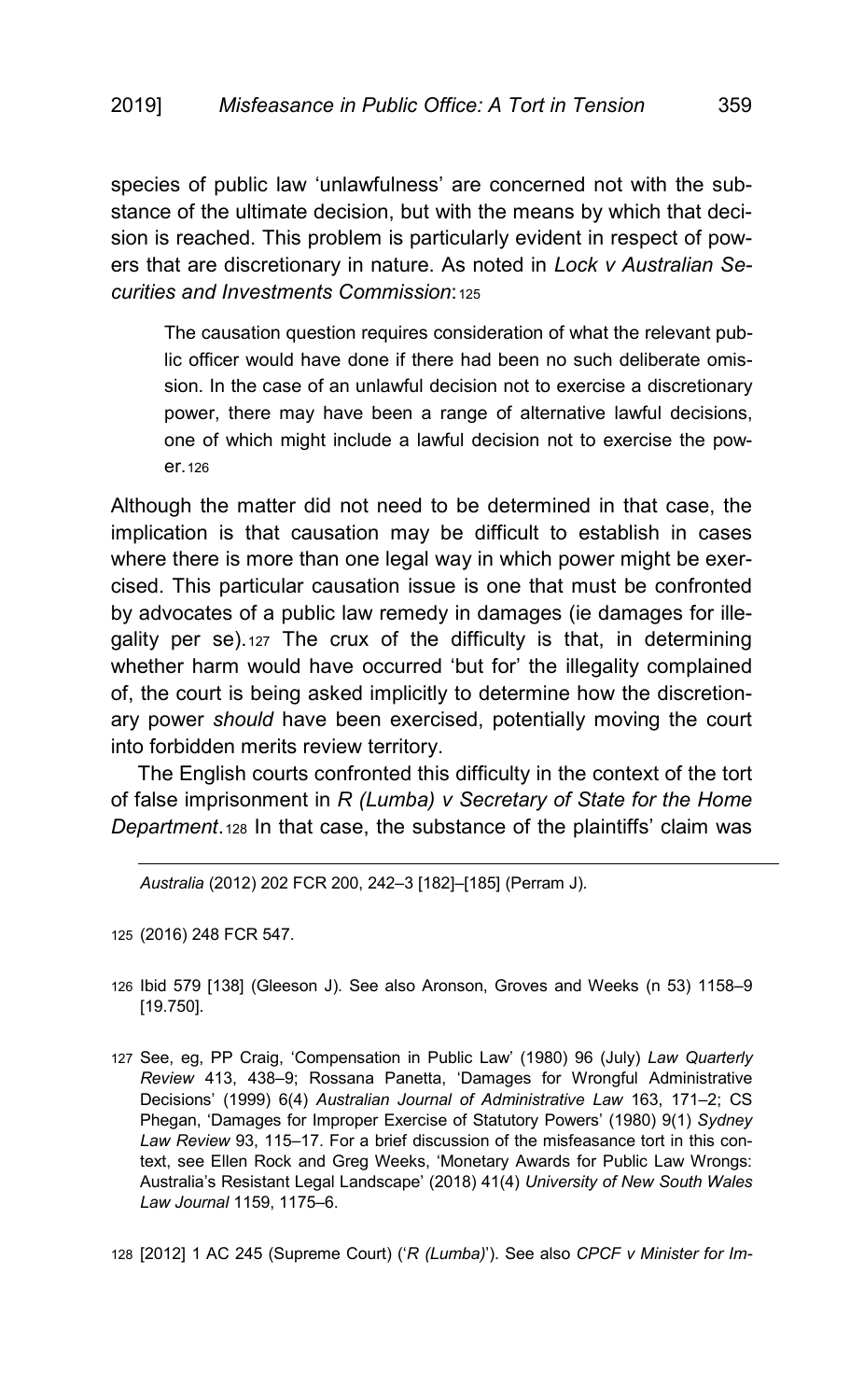species of public law 'unlawfulness' are concerned not with the substance of the ultimate decision, but with the means by which that decision is reached. This problem is particularly evident in respect of powers that are discretionary in nature. As noted in *Lock v Australian Securities and Investments Commission*:[125]

> The causation question requires consideration of what the relevant public officer would have done if there had been no such deliberate omission. In the case of an unlawful decision not to exercise a discretionary power, there may have been a range of alternative lawful decisions, one of which might include a lawful decision not to exercise the power.[126]

Although the matter did not need to be determined in that case, the implication is that causation may be difficult to establish in cases where there is more than one legal way in which power might be exercised. This particular causation issue is one that must be confronted by advocates of a public law remedy in damages (ie damages for illegality per se).[127] The crux of the difficulty is that, in determining whether harm would have occurred 'but for' the illegality complained of, the court is being asked implicitly to determine how the discretionary power *should* have been exercised, potentially moving the court into forbidden merits review territory.

The English courts confronted this difficulty in the context of the tort of false imprisonment in *R (Lumba) v Secretary of State for the Home Department*.[128] In that case, the substance of the plaintiffs' claim was

---

*Australia* (2012) 202 FCR 200, 242–3 [182]–[185] (Perram J).

125 (2016) 248 FCR 547.

126 Ibid 579 [138] (Gleeson J). See also Aronson, Groves and Weeks (n 53) 1158–9 [19.750].

127 See, eg, PP Craig, 'Compensation in Public Law' (1980) 96 (July) *Law Quarterly Review* 413, 438–9; Rossana Panetta, 'Damages for Wrongful Administrative Decisions' (1999) 6(4) *Australian Journal of Administrative Law* 163, 171–2; CS Phegan, 'Damages for Improper Exercise of Statutory Powers' (1980) 9(1) *Sydney Law Review* 93, 115–17. For a brief discussion of the misfeasance tort in this context, see Ellen Rock and Greg Weeks, 'Monetary Awards for Public Law Wrongs: Australia's Resistant Legal Landscape' (2018) 41(4) *University of New South Wales Law Journal* 1159, 1175–6.

128 [2012] 1 AC 245 (Supreme Court) ('*R (Lumba)*'). See also *CPCF v Minister for Im-*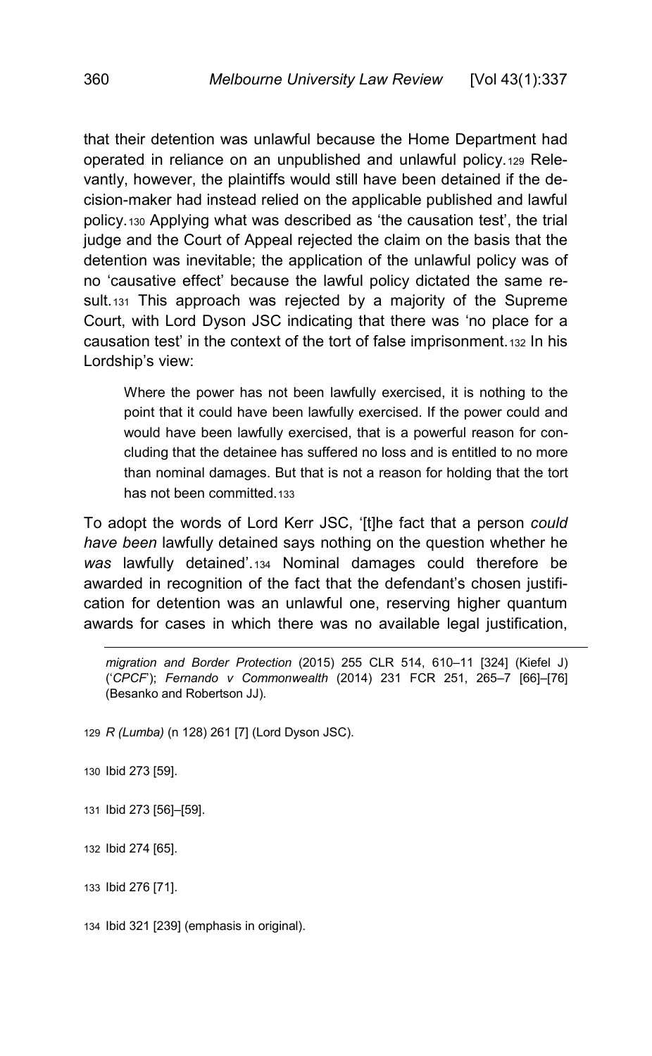that their detention was unlawful because the Home Department had operated in reliance on an unpublished and unlawful policy.[129] Relevantly, however, the plaintiffs would still have been detained if the decision-maker had instead relied on the applicable published and lawful policy.[130] Applying what was described as 'the causation test', the trial judge and the Court of Appeal rejected the claim on the basis that the detention was inevitable; the application of the unlawful policy was of no 'causative effect' because the lawful policy dictated the same result.[131] This approach was rejected by a majority of the Supreme Court, with Lord Dyson JSC indicating that there was 'no place for a causation test' in the context of the tort of false imprisonment.[132] In his Lordship's view:

> Where the power has not been lawfully exercised, it is nothing to the point that it could have been lawfully exercised. If the power could and would have been lawfully exercised, that is a powerful reason for concluding that the detainee has suffered no loss and is entitled to no more than nominal damages. But that is not a reason for holding that the tort has not been committed.[133]

To adopt the words of Lord Kerr JSC, '[t]he fact that a person *could have been* lawfully detained says nothing on the question whether he *was* lawfully detained'.[134] Nominal damages could therefore be awarded in recognition of the fact that the defendant's chosen justification for detention was an unlawful one, reserving higher quantum awards for cases in which there was no available legal justification,

---

*migration and Border Protection* (2015) 255 CLR 514, 610–11 [324] (Kiefel J) ('*CPCF*'); *Fernando v Commonwealth* (2014) 231 FCR 251, 265–7 [66]–[76] (Besanko and Robertson JJ).

129 *R (Lumba)* (n 128) 261 [7] (Lord Dyson JSC).

130 Ibid 273 [59].

131 Ibid 273 [56]–[59].

132 Ibid 274 [65].

133 Ibid 276 [71].

134 Ibid 321 [239] (emphasis in original).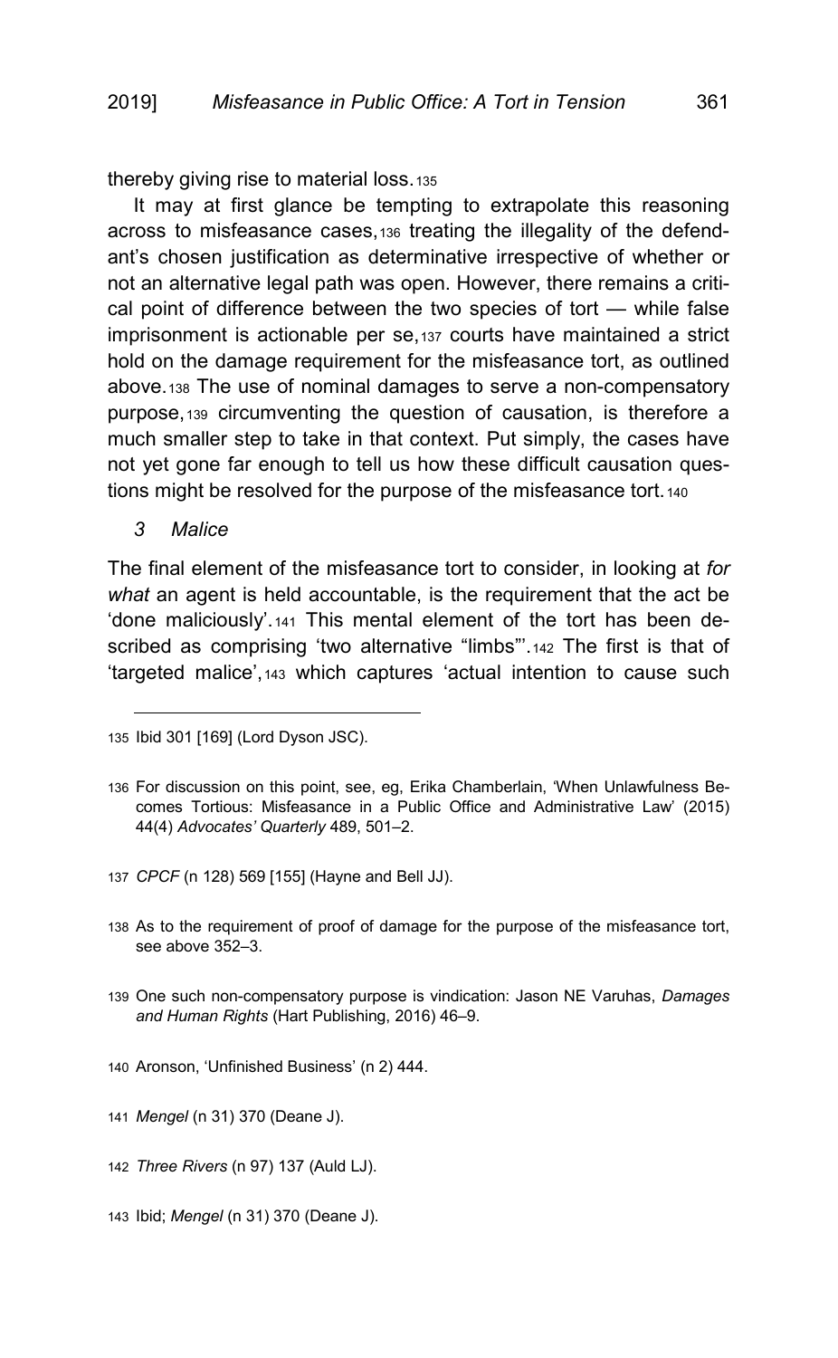thereby giving rise to material loss.[135]

It may at first glance be tempting to extrapolate this reasoning across to misfeasance cases,[136] treating the illegality of the defendant's chosen justification as determinative irrespective of whether or not an alternative legal path was open. However, there remains a critical point of difference between the two species of tort — while false imprisonment is actionable per se,[137] courts have maintained a strict hold on the damage requirement for the misfeasance tort, as outlined above.[138] The use of nominal damages to serve a non-compensatory purpose,[139] circumventing the question of causation, is therefore a much smaller step to take in that context. Put simply, the cases have not yet gone far enough to tell us how these difficult causation questions might be resolved for the purpose of the misfeasance tort.[140]

### *3 Malice*

The final element of the misfeasance tort to consider, in looking at *for what* an agent is held accountable, is the requirement that the act be 'done maliciously'.[141] This mental element of the tort has been described as comprising 'two alternative "limbs"'.[142] The first is that of 'targeted malice',[143] which captures 'actual intention to cause such

---

135 Ibid 301 [169] (Lord Dyson JSC).

136 For discussion on this point, see, eg, Erika Chamberlain, 'When Unlawfulness Becomes Tortious: Misfeasance in a Public Office and Administrative Law' (2015) 44(4) *Advocates' Quarterly* 489, 501–2.

137 *CPCF* (n 128) 569 [155] (Hayne and Bell JJ).

138 As to the requirement of proof of damage for the purpose of the misfeasance tort, see above 352–3.

139 One such non-compensatory purpose is vindication: Jason NE Varuhas, *Damages and Human Rights* (Hart Publishing, 2016) 46–9.

140 Aronson, 'Unfinished Business' (n 2) 444.

141 *Mengel* (n 31) 370 (Deane J).

142 *Three Rivers* (n 97) 137 (Auld LJ).

143 Ibid; *Mengel* (n 31) 370 (Deane J).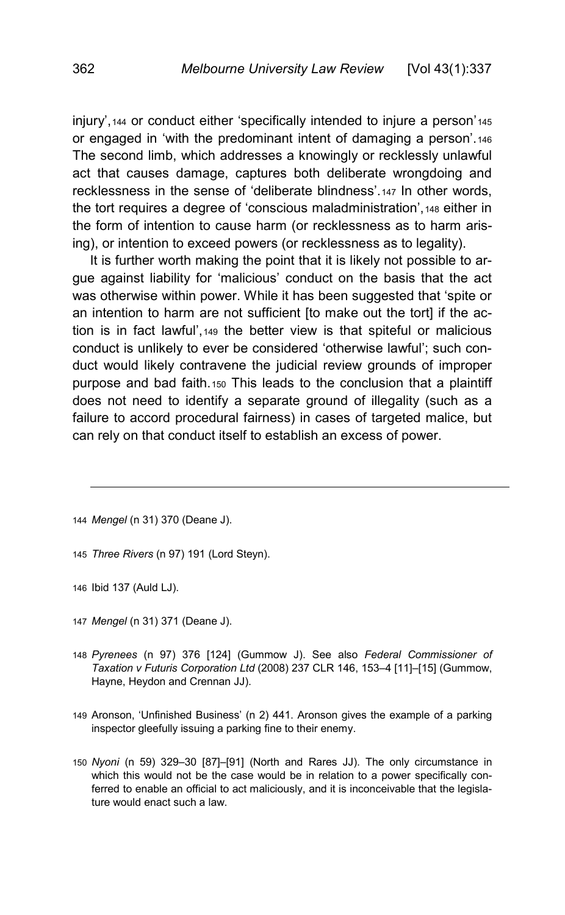injury',[144] or conduct either 'specifically intended to injure a person'[145] or engaged in 'with the predominant intent of damaging a person'.[146] The second limb, which addresses a knowingly or recklessly unlawful act that causes damage, captures both deliberate wrongdoing and recklessness in the sense of 'deliberate blindness'.[147] In other words, the tort requires a degree of 'conscious maladministration',[148] either in the form of intention to cause harm (or recklessness as to harm arising), or intention to exceed powers (or recklessness as to legality).

It is further worth making the point that it is likely not possible to argue against liability for 'malicious' conduct on the basis that the act was otherwise within power. While it has been suggested that 'spite or an intention to harm are not sufficient [to make out the tort] if the action is in fact lawful',[149] the better view is that spiteful or malicious conduct is unlikely to ever be considered 'otherwise lawful'; such conduct would likely contravene the judicial review grounds of improper purpose and bad faith.[150] This leads to the conclusion that a plaintiff does not need to identify a separate ground of illegality (such as a failure to accord procedural fairness) in cases of targeted malice, but can rely on that conduct itself to establish an excess of power.

---

144 *Mengel* (n 31) 370 (Deane J).

145 *Three Rivers* (n 97) 191 (Lord Steyn).

146 Ibid 137 (Auld LJ).

147 *Mengel* (n 31) 371 (Deane J).

148 *Pyrenees* (n 97) 376 [124] (Gummow J). See also *Federal Commissioner of Taxation v Futuris Corporation Ltd* (2008) 237 CLR 146, 153–4 [11]–[15] (Gummow, Hayne, Heydon and Crennan JJ).

149 Aronson, 'Unfinished Business' (n 2) 441. Aronson gives the example of a parking inspector gleefully issuing a parking fine to their enemy.

150 *Nyoni* (n 59) 329–30 [87]–[91] (North and Rares JJ). The only circumstance in which this would not be the case would be in relation to a power specifically conferred to enable an official to act maliciously, and it is inconceivable that the legislature would enact such a law.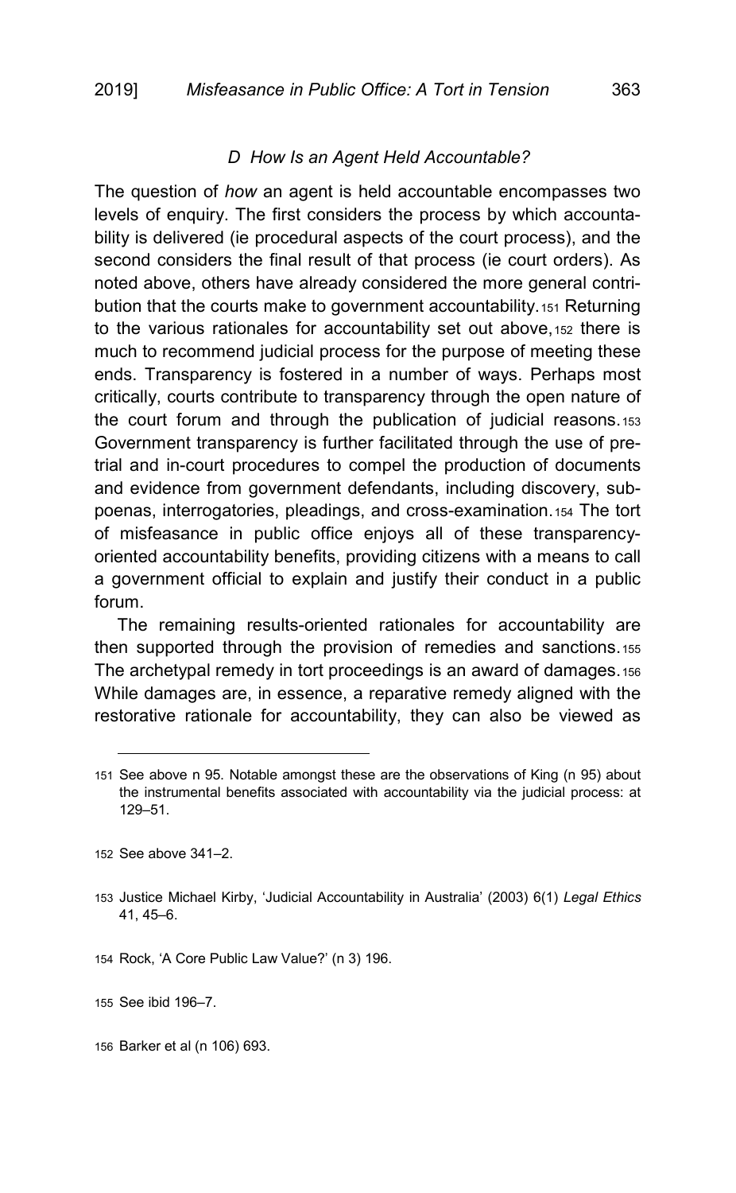### *D How Is an Agent Held Accountable?*

The question of *how* an agent is held accountable encompasses two levels of enquiry. The first considers the process by which accountability is delivered (ie procedural aspects of the court process), and the second considers the final result of that process (ie court orders). As noted above, others have already considered the more general contribution that the courts make to government accountability.[151] Returning to the various rationales for accountability set out above,[152] there is much to recommend judicial process for the purpose of meeting these ends. Transparency is fostered in a number of ways. Perhaps most critically, courts contribute to transparency through the open nature of the court forum and through the publication of judicial reasons.[153] Government transparency is further facilitated through the use of pre-trial and in-court procedures to compel the production of documents and evidence from government defendants, including discovery, subpoenas, interrogatories, pleadings, and cross-examination.[154] The tort of misfeasance in public office enjoys all of these transparency-oriented accountability benefits, providing citizens with a means to call a government official to explain and justify their conduct in a public forum.

The remaining results-oriented rationales for accountability are then supported through the provision of remedies and sanctions.[155] The archetypal remedy in tort proceedings is an award of damages.[156] While damages are, in essence, a reparative remedy aligned with the restorative rationale for accountability, they can also be viewed as

---

[151] See above n 95. Notable amongst these are the observations of King (n 95) about the instrumental benefits associated with accountability via the judicial process: at 129–51.

[152] See above 341–2.

[153] Justice Michael Kirby, 'Judicial Accountability in Australia' (2003) 6(1) *Legal Ethics* 41, 45–6.

[154] Rock, 'A Core Public Law Value?' (n 3) 196.

[155] See ibid 196–7.

[156] Barker et al (n 106) 693.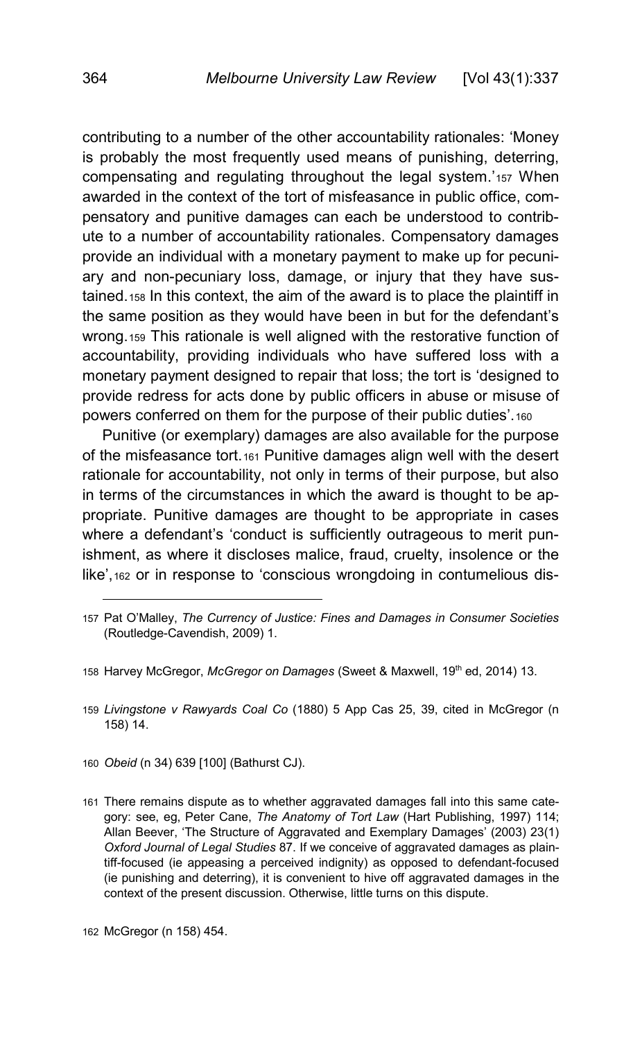contributing to a number of the other accountability rationales: 'Money is probably the most frequently used means of punishing, deterring, compensating and regulating throughout the legal system.'[157] When awarded in the context of the tort of misfeasance in public office, compensatory and punitive damages can each be understood to contribute to a number of accountability rationales. Compensatory damages provide an individual with a monetary payment to make up for pecuniary and non-pecuniary loss, damage, or injury that they have sustained.[158] In this context, the aim of the award is to place the plaintiff in the same position as they would have been in but for the defendant's wrong.[159] This rationale is well aligned with the restorative function of accountability, providing individuals who have suffered loss with a monetary payment designed to repair that loss; the tort is 'designed to provide redress for acts done by public officers in abuse or misuse of powers conferred on them for the purpose of their public duties'.[160]

Punitive (or exemplary) damages are also available for the purpose of the misfeasance tort.[161] Punitive damages align well with the desert rationale for accountability, not only in terms of their purpose, but also in terms of the circumstances in which the award is thought to be appropriate. Punitive damages are thought to be appropriate in cases where a defendant's 'conduct is sufficiently outrageous to merit punishment, as where it discloses malice, fraud, cruelty, insolence or the like',[162] or in response to 'conscious wrongdoing in contumelious dis-

---

[157] Pat O'Malley, *The Currency of Justice: Fines and Damages in Consumer Societies* (Routledge-Cavendish, 2009) 1.

[158] Harvey McGregor, *McGregor on Damages* (Sweet & Maxwell, 19th ed, 2014) 13.

[159] *Livingstone v Rawyards Coal Co* (1880) 5 App Cas 25, 39, cited in McGregor (n 158) 14.

[160] *Obeid* (n 34) 639 [100] (Bathurst CJ).

[161] There remains dispute as to whether aggravated damages fall into this same category: see, eg, Peter Cane, *The Anatomy of Tort Law* (Hart Publishing, 1997) 114; Allan Beever, 'The Structure of Aggravated and Exemplary Damages' (2003) 23(1) *Oxford Journal of Legal Studies* 87. If we conceive of aggravated damages as plaintiff-focused (ie appeasing a perceived indignity) as opposed to defendant-focused (ie punishing and deterring), it is convenient to hive off aggravated damages in the context of the present discussion. Otherwise, little turns on this dispute.

[162] McGregor (n 158) 454.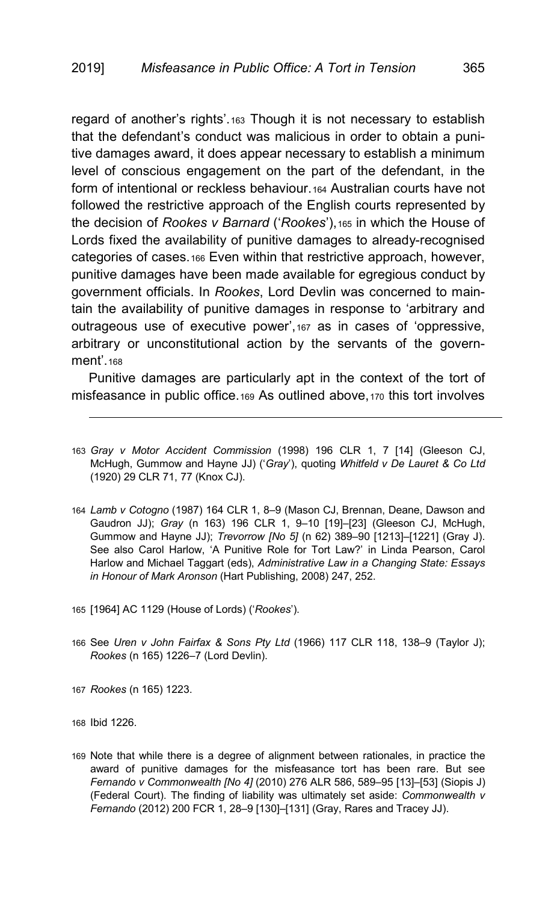regard of another's rights'.[163] Though it is not necessary to establish that the defendant's conduct was malicious in order to obtain a punitive damages award, it does appear necessary to establish a minimum level of conscious engagement on the part of the defendant, in the form of intentional or reckless behaviour.[164] Australian courts have not followed the restrictive approach of the English courts represented by the decision of *Rookes v Barnard* ('*Rookes*'),[165] in which the House of Lords fixed the availability of punitive damages to already-recognised categories of cases.[166] Even within that restrictive approach, however, punitive damages have been made available for egregious conduct by government officials. In *Rookes*, Lord Devlin was concerned to maintain the availability of punitive damages in response to 'arbitrary and outrageous use of executive power',[167] as in cases of 'oppressive, arbitrary or unconstitutional action by the servants of the government'.[168]

Punitive damages are particularly apt in the context of the tort of misfeasance in public office.[169] As outlined above,[170] this tort involves

---

163 *Gray v Motor Accident Commission* (1998) 196 CLR 1, 7 [14] (Gleeson CJ, McHugh, Gummow and Hayne JJ) ('*Gray*'), quoting *Whitfeld v De Lauret & Co Ltd* (1920) 29 CLR 71, 77 (Knox CJ).

164 *Lamb v Cotogno* (1987) 164 CLR 1, 8–9 (Mason CJ, Brennan, Deane, Dawson and Gaudron JJ); *Gray* (n 163) 196 CLR 1, 9–10 [19]–[23] (Gleeson CJ, McHugh, Gummow and Hayne JJ); *Trevorrow [No 5]* (n 62) 389–90 [1213]–[1221] (Gray J). See also Carol Harlow, 'A Punitive Role for Tort Law?' in Linda Pearson, Carol Harlow and Michael Taggart (eds), *Administrative Law in a Changing State: Essays in Honour of Mark Aronson* (Hart Publishing, 2008) 247, 252.

165 [1964] AC 1129 (House of Lords) ('*Rookes*').

166 See *Uren v John Fairfax & Sons Pty Ltd* (1966) 117 CLR 118, 138–9 (Taylor J); *Rookes* (n 165) 1226–7 (Lord Devlin).

167 *Rookes* (n 165) 1223.

168 Ibid 1226.

169 Note that while there is a degree of alignment between rationales, in practice the award of punitive damages for the misfeasance tort has been rare. But see *Fernando v Commonwealth [No 4]* (2010) 276 ALR 586, 589–95 [13]–[53] (Siopis J) (Federal Court). The finding of liability was ultimately set aside: *Commonwealth v Fernando* (2012) 200 FCR 1, 28–9 [130]–[131] (Gray, Rares and Tracey JJ).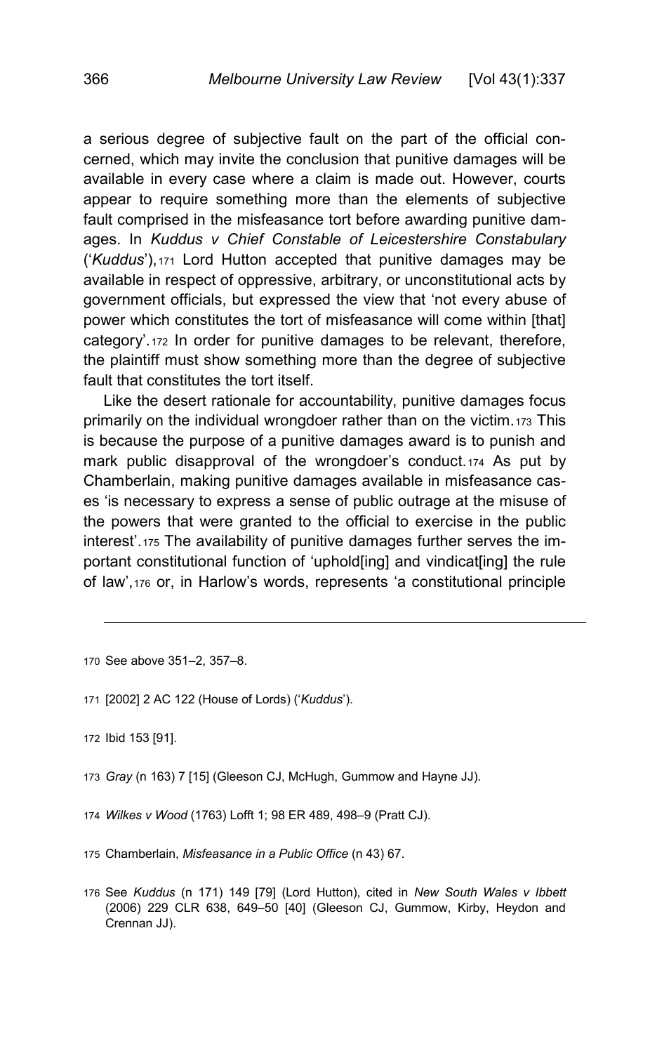a serious degree of subjective fault on the part of the official concerned, which may invite the conclusion that punitive damages will be available in every case where a claim is made out. However, courts appear to require something more than the elements of subjective fault comprised in the misfeasance tort before awarding punitive damages. In *Kuddus v Chief Constable of Leicestershire Constabulary* ('*Kuddus*'),[171] Lord Hutton accepted that punitive damages may be available in respect of oppressive, arbitrary, or unconstitutional acts by government officials, but expressed the view that 'not every abuse of power which constitutes the tort of misfeasance will come within [that] category'.[172] In order for punitive damages to be relevant, therefore, the plaintiff must show something more than the degree of subjective fault that constitutes the tort itself.

Like the desert rationale for accountability, punitive damages focus primarily on the individual wrongdoer rather than on the victim.[173] This is because the purpose of a punitive damages award is to punish and mark public disapproval of the wrongdoer's conduct.[174] As put by Chamberlain, making punitive damages available in misfeasance cases 'is necessary to express a sense of public outrage at the misuse of the powers that were granted to the official to exercise in the public interest'.[175] The availability of punitive damages further serves the important constitutional function of 'uphold[ing] and vindicat[ing] the rule of law',[176] or, in Harlow's words, represents 'a constitutional principle

---

170 See above 351–2, 357–8.

171 [2002] 2 AC 122 (House of Lords) ('*Kuddus*').

172 Ibid 153 [91].

173 *Gray* (n 163) 7 [15] (Gleeson CJ, McHugh, Gummow and Hayne JJ).

174 *Wilkes v Wood* (1763) Lofft 1; 98 ER 489, 498–9 (Pratt CJ).

175 Chamberlain, *Misfeasance in a Public Office* (n 43) 67.

176 See *Kuddus* (n 171) 149 [79] (Lord Hutton), cited in *New South Wales v Ibbett* (2006) 229 CLR 638, 649–50 [40] (Gleeson CJ, Gummow, Kirby, Heydon and Crennan JJ).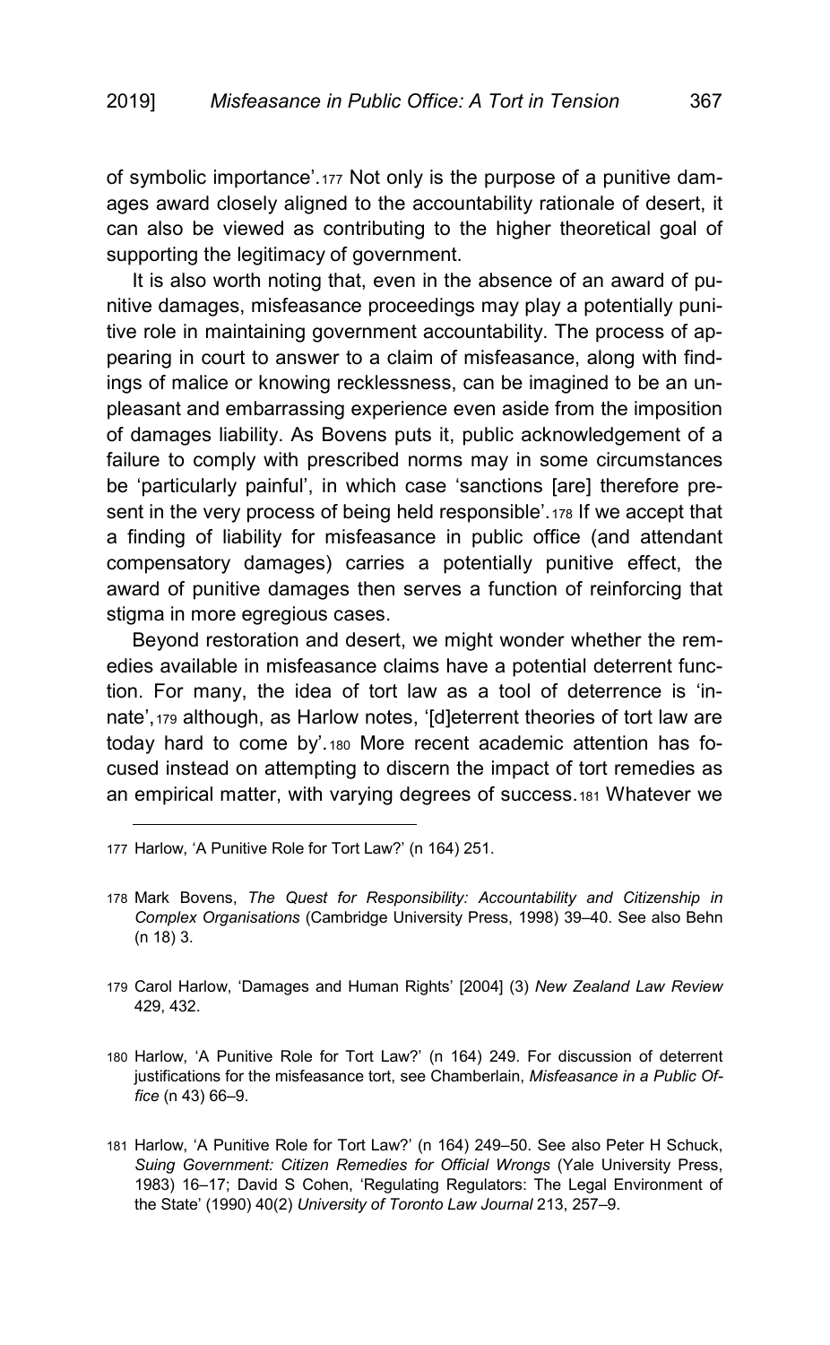of symbolic importance'.[177] Not only is the purpose of a punitive damages award closely aligned to the accountability rationale of desert, it can also be viewed as contributing to the higher theoretical goal of supporting the legitimacy of government.

It is also worth noting that, even in the absence of an award of punitive damages, misfeasance proceedings may play a potentially punitive role in maintaining government accountability. The process of appearing in court to answer to a claim of misfeasance, along with findings of malice or knowing recklessness, can be imagined to be an unpleasant and embarrassing experience even aside from the imposition of damages liability. As Bovens puts it, public acknowledgement of a failure to comply with prescribed norms may in some circumstances be 'particularly painful', in which case 'sanctions [are] therefore present in the very process of being held responsible'.[178] If we accept that a finding of liability for misfeasance in public office (and attendant compensatory damages) carries a potentially punitive effect, the award of punitive damages then serves a function of reinforcing that stigma in more egregious cases.

Beyond restoration and desert, we might wonder whether the remedies available in misfeasance claims have a potential deterrent function. For many, the idea of tort law as a tool of deterrence is 'innate',[179] although, as Harlow notes, '[d]eterrent theories of tort law are today hard to come by'.[180] More recent academic attention has focused instead on attempting to discern the impact of tort remedies as an empirical matter, with varying degrees of success.[181] Whatever we

---

177 Harlow, 'A Punitive Role for Tort Law?' (n 164) 251.

178 Mark Bovens, *The Quest for Responsibility: Accountability and Citizenship in Complex Organisations* (Cambridge University Press, 1998) 39–40. See also Behn (n 18) 3.

179 Carol Harlow, 'Damages and Human Rights' [2004] (3) *New Zealand Law Review* 429, 432.

180 Harlow, 'A Punitive Role for Tort Law?' (n 164) 249. For discussion of deterrent justifications for the misfeasance tort, see Chamberlain, *Misfeasance in a Public Office* (n 43) 66–9.

181 Harlow, 'A Punitive Role for Tort Law?' (n 164) 249–50. See also Peter H Schuck, *Suing Government: Citizen Remedies for Official Wrongs* (Yale University Press, 1983) 16–17; David S Cohen, 'Regulating Regulators: The Legal Environment of the State' (1990) 40(2) *University of Toronto Law Journal* 213, 257–9.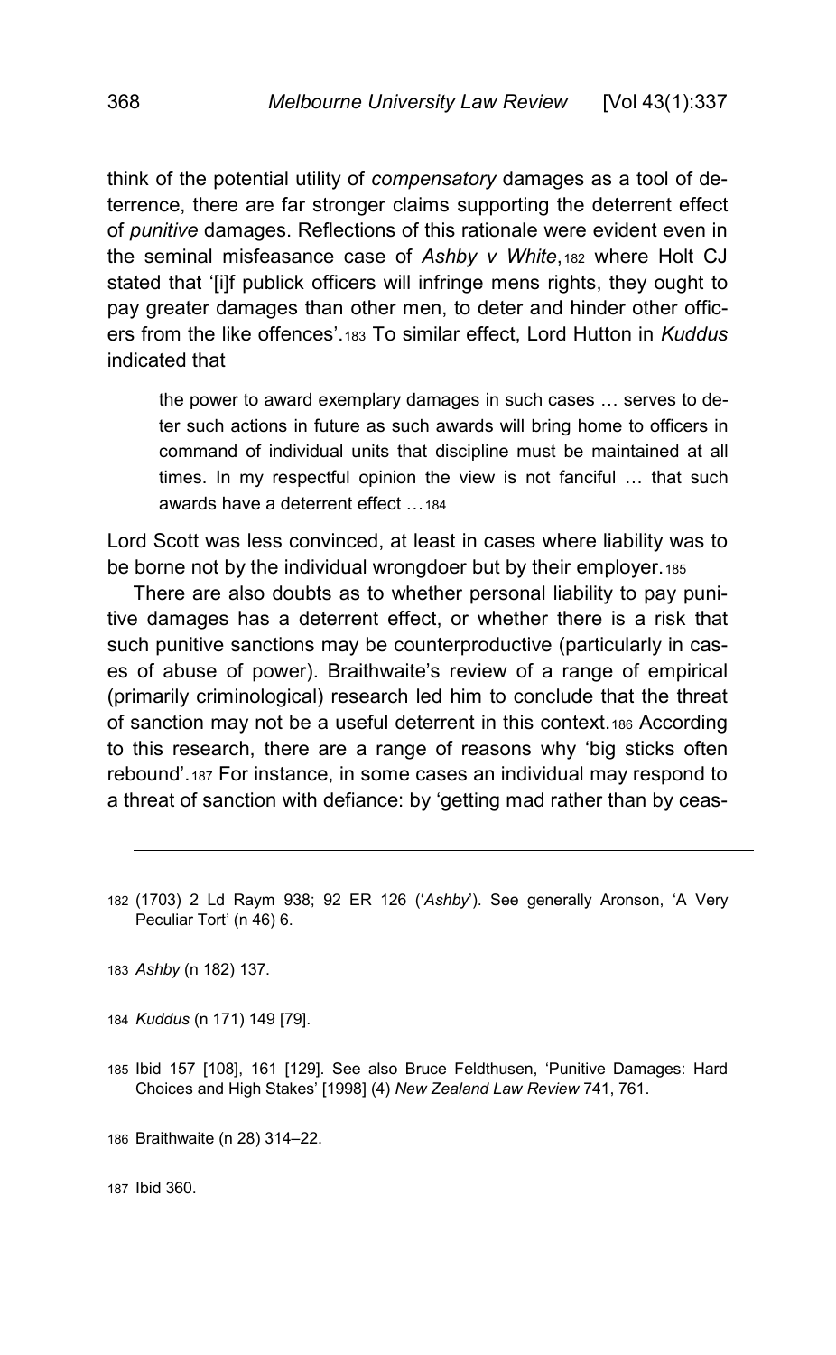think of the potential utility of *compensatory* damages as a tool of deterrence, there are far stronger claims supporting the deterrent effect of *punitive* damages. Reflections of this rationale were evident even in the seminal misfeasance case of *Ashby v White*,[182] where Holt CJ stated that '[i]f publick officers will infringe mens rights, they ought to pay greater damages than other men, to deter and hinder other officers from the like offences'.[183] To similar effect, Lord Hutton in *Kuddus* indicated that

> the power to award exemplary damages in such cases … serves to deter such actions in future as such awards will bring home to officers in command of individual units that discipline must be maintained at all times. In my respectful opinion the view is not fanciful … that such awards have a deterrent effect …[184]

Lord Scott was less convinced, at least in cases where liability was to be borne not by the individual wrongdoer but by their employer.[185]

There are also doubts as to whether personal liability to pay punitive damages has a deterrent effect, or whether there is a risk that such punitive sanctions may be counterproductive (particularly in cases of abuse of power). Braithwaite's review of a range of empirical (primarily criminological) research led him to conclude that the threat of sanction may not be a useful deterrent in this context.[186] According to this research, there are a range of reasons why 'big sticks often rebound'.[187] For instance, in some cases an individual may respond to a threat of sanction with defiance: by 'getting mad rather than by ceas-

---

[182] (1703) 2 Ld Raym 938; 92 ER 126 ('*Ashby*'). See generally Aronson, 'A Very Peculiar Tort' (n 46) 6.

[183] *Ashby* (n 182) 137.

[184] *Kuddus* (n 171) 149 [79].

[185] Ibid 157 [108], 161 [129]. See also Bruce Feldthusen, 'Punitive Damages: Hard Choices and High Stakes' [1998] (4) *New Zealand Law Review* 741, 761.

[186] Braithwaite (n 28) 314–22.

[187] Ibid 360.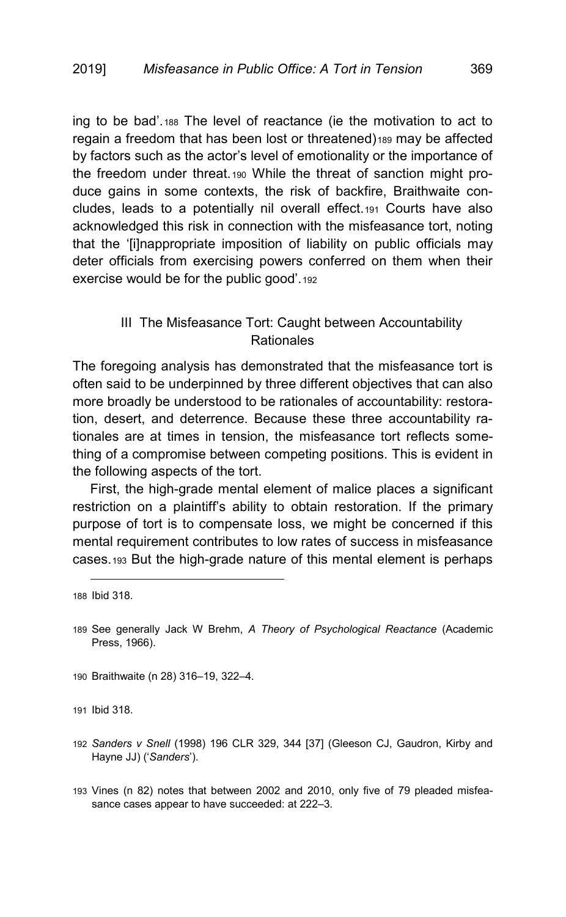ing to be bad'.[188] The level of reactance (ie the motivation to act to regain a freedom that has been lost or threatened)[189] may be affected by factors such as the actor's level of emotionality or the importance of the freedom under threat.[190] While the threat of sanction might produce gains in some contexts, the risk of backfire, Braithwaite concludes, leads to a potentially nil overall effect.[191] Courts have also acknowledged this risk in connection with the misfeasance tort, noting that the '[i]nappropriate imposition of liability on public officials may deter officials from exercising powers conferred on them when their exercise would be for the public good'.[192]

## III The Misfeasance Tort: Caught between Accountability Rationales

The foregoing analysis has demonstrated that the misfeasance tort is often said to be underpinned by three different objectives that can also more broadly be understood to be rationales of accountability: restoration, desert, and deterrence. Because these three accountability rationales are at times in tension, the misfeasance tort reflects something of a compromise between competing positions. This is evident in the following aspects of the tort.

First, the high-grade mental element of malice places a significant restriction on a plaintiff's ability to obtain restoration. If the primary purpose of tort is to compensate loss, we might be concerned if this mental requirement contributes to low rates of success in misfeasance cases.[193] But the high-grade nature of this mental element is perhaps

---

188 Ibid 318.

189 See generally Jack W Brehm, *A Theory of Psychological Reactance* (Academic Press, 1966).

190 Braithwaite (n 28) 316–19, 322–4.

191 Ibid 318.

192 *Sanders v Snell* (1998) 196 CLR 329, 344 [37] (Gleeson CJ, Gaudron, Kirby and Hayne JJ) ('*Sanders*').

193 Vines (n 82) notes that between 2002 and 2010, only five of 79 pleaded misfeasance cases appear to have succeeded: at 222–3.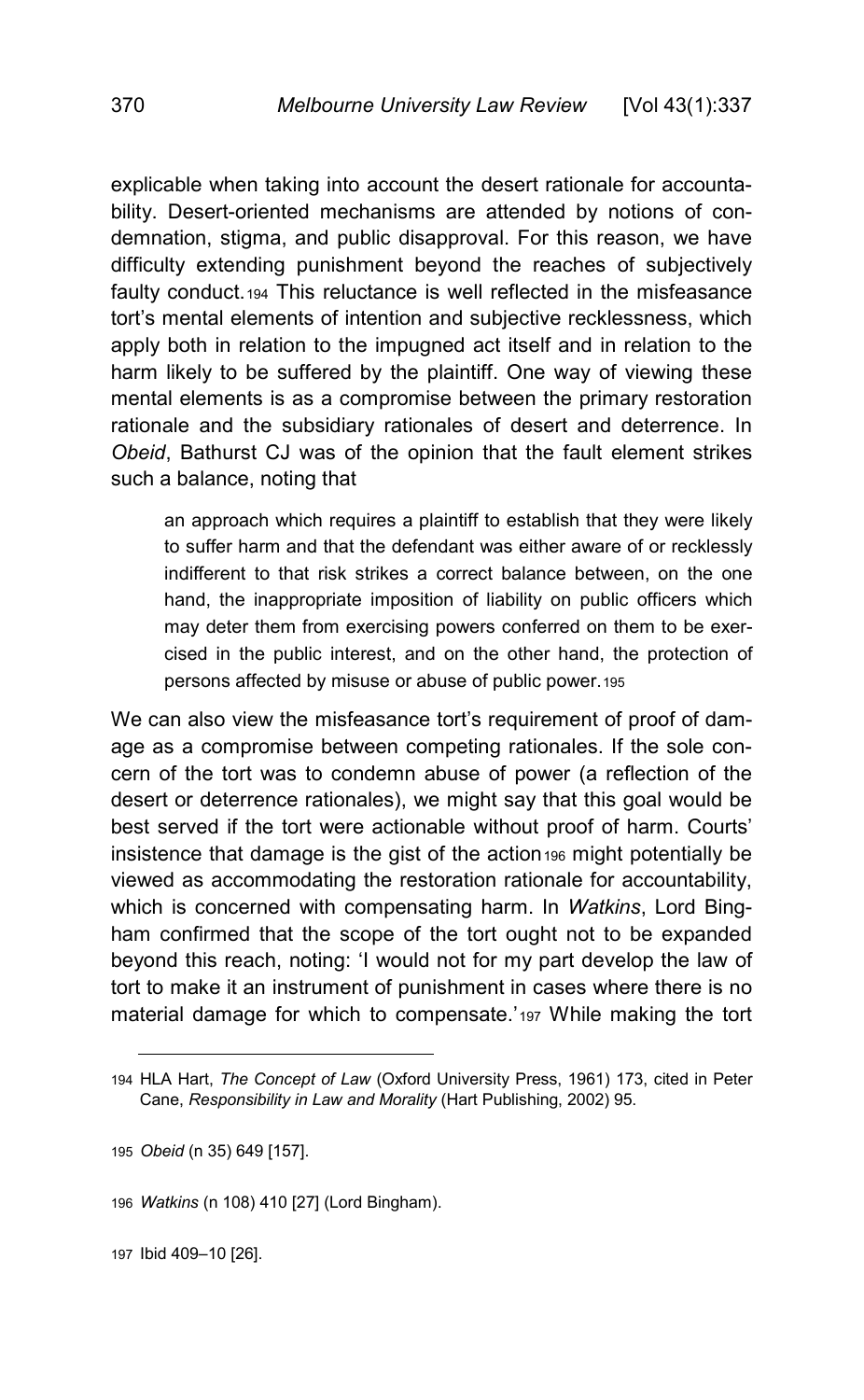explicable when taking into account the desert rationale for accountability. Desert-oriented mechanisms are attended by notions of condemnation, stigma, and public disapproval. For this reason, we have difficulty extending punishment beyond the reaches of subjectively faulty conduct.[194] This reluctance is well reflected in the misfeasance tort's mental elements of intention and subjective recklessness, which apply both in relation to the impugned act itself and in relation to the harm likely to be suffered by the plaintiff. One way of viewing these mental elements is as a compromise between the primary restoration rationale and the subsidiary rationales of desert and deterrence. In *Obeid*, Bathurst CJ was of the opinion that the fault element strikes such a balance, noting that

> an approach which requires a plaintiff to establish that they were likely to suffer harm and that the defendant was either aware of or recklessly indifferent to that risk strikes a correct balance between, on the one hand, the inappropriate imposition of liability on public officers which may deter them from exercising powers conferred on them to be exercised in the public interest, and on the other hand, the protection of persons affected by misuse or abuse of public power.[195]

We can also view the misfeasance tort's requirement of proof of damage as a compromise between competing rationales. If the sole concern of the tort was to condemn abuse of power (a reflection of the desert or deterrence rationales), we might say that this goal would be best served if the tort were actionable without proof of harm. Courts' insistence that damage is the gist of the action[196] might potentially be viewed as accommodating the restoration rationale for accountability, which is concerned with compensating harm. In *Watkins*, Lord Bingham confirmed that the scope of the tort ought not to be expanded beyond this reach, noting: 'I would not for my part develop the law of tort to make it an instrument of punishment in cases where there is no material damage for which to compensate.'[197] While making the tort

---

194 HLA Hart, *The Concept of Law* (Oxford University Press, 1961) 173, cited in Peter Cane, *Responsibility in Law and Morality* (Hart Publishing, 2002) 95.

195 *Obeid* (n 35) 649 [157].

196 *Watkins* (n 108) 410 [27] (Lord Bingham).

197 Ibid 409–10 [26].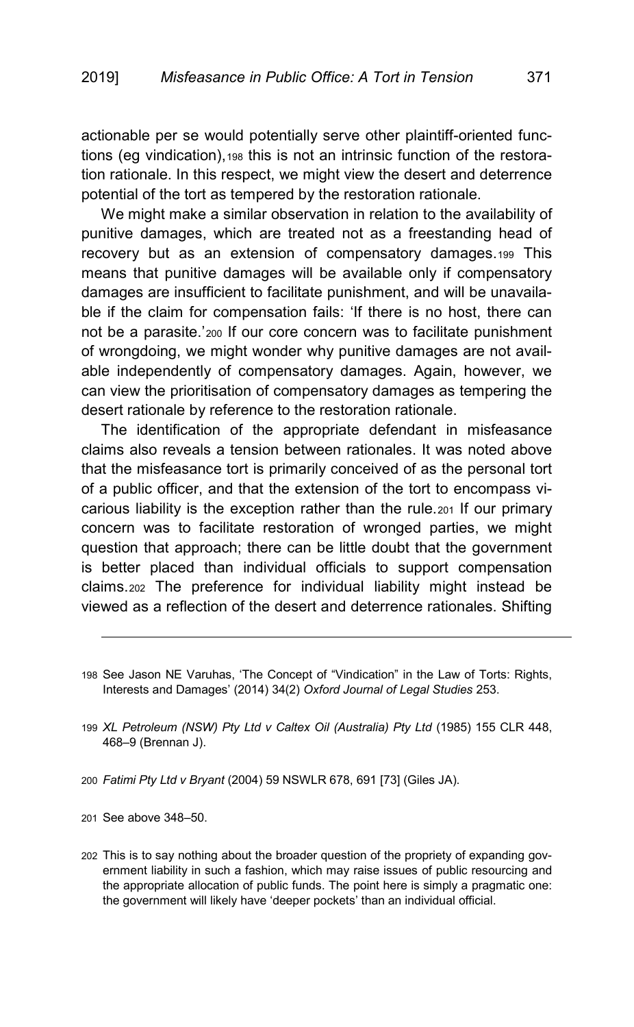actionable per se would potentially serve other plaintiff-oriented functions (eg vindication),[198] this is not an intrinsic function of the restoration rationale. In this respect, we might view the desert and deterrence potential of the tort as tempered by the restoration rationale.

We might make a similar observation in relation to the availability of punitive damages, which are treated not as a freestanding head of recovery but as an extension of compensatory damages.[199] This means that punitive damages will be available only if compensatory damages are insufficient to facilitate punishment, and will be unavailable if the claim for compensation fails: 'If there is no host, there can not be a parasite.'[200] If our core concern was to facilitate punishment of wrongdoing, we might wonder why punitive damages are not available independently of compensatory damages. Again, however, we can view the prioritisation of compensatory damages as tempering the desert rationale by reference to the restoration rationale.

The identification of the appropriate defendant in misfeasance claims also reveals a tension between rationales. It was noted above that the misfeasance tort is primarily conceived of as the personal tort of a public officer, and that the extension of the tort to encompass vicarious liability is the exception rather than the rule.[201] If our primary concern was to facilitate restoration of wronged parties, we might question that approach; there can be little doubt that the government is better placed than individual officials to support compensation claims.[202] The preference for individual liability might instead be viewed as a reflection of the desert and deterrence rationales. Shifting

---

198 See Jason NE Varuhas, 'The Concept of "Vindication" in the Law of Torts: Rights, Interests and Damages' (2014) 34(2) *Oxford Journal of Legal Studies* 253.

199 *XL Petroleum (NSW) Pty Ltd v Caltex Oil (Australia) Pty Ltd* (1985) 155 CLR 448, 468–9 (Brennan J).

200 *Fatimi Pty Ltd v Bryant* (2004) 59 NSWLR 678, 691 [73] (Giles JA).

201 See above 348–50.

202 This is to say nothing about the broader question of the propriety of expanding government liability in such a fashion, which may raise issues of public resourcing and the appropriate allocation of public funds. The point here is simply a pragmatic one: the government will likely have 'deeper pockets' than an individual official.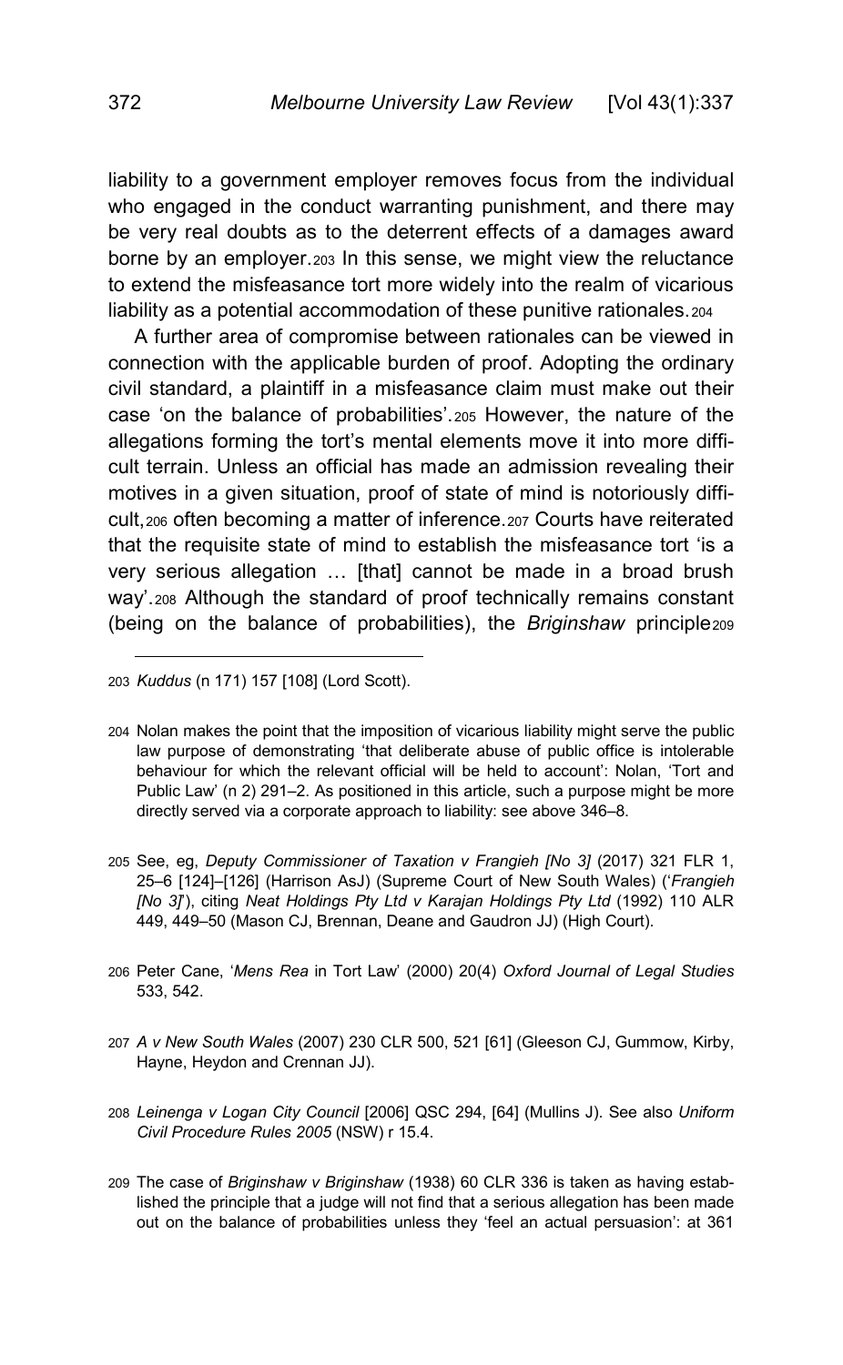liability to a government employer removes focus from the individual who engaged in the conduct warranting punishment, and there may be very real doubts as to the deterrent effects of a damages award borne by an employer.[203] In this sense, we might view the reluctance to extend the misfeasance tort more widely into the realm of vicarious liability as a potential accommodation of these punitive rationales.[204]

A further area of compromise between rationales can be viewed in connection with the applicable burden of proof. Adopting the ordinary civil standard, a plaintiff in a misfeasance claim must make out their case 'on the balance of probabilities'.[205] However, the nature of the allegations forming the tort's mental elements move it into more difficult terrain. Unless an official has made an admission revealing their motives in a given situation, proof of state of mind is notoriously difficult,[206] often becoming a matter of inference.[207] Courts have reiterated that the requisite state of mind to establish the misfeasance tort 'is a very serious allegation … [that] cannot be made in a broad brush way'.[208] Although the standard of proof technically remains constant (being on the balance of probabilities), the *Briginshaw* principle[209]

---

203 *Kuddus* (n 171) 157 [108] (Lord Scott).

204 Nolan makes the point that the imposition of vicarious liability might serve the public law purpose of demonstrating 'that deliberate abuse of public office is intolerable behaviour for which the relevant official will be held to account': Nolan, 'Tort and Public Law' (n 2) 291–2. As positioned in this article, such a purpose might be more directly served via a corporate approach to liability: see above 346–8.

205 See, eg, *Deputy Commissioner of Taxation v Frangieh [No 3]* (2017) 321 FLR 1, 25–6 [124]–[126] (Harrison AsJ) (Supreme Court of New South Wales) ('*Frangieh [No 3]*'), citing *Neat Holdings Pty Ltd v Karajan Holdings Pty Ltd* (1992) 110 ALR 449, 449–50 (Mason CJ, Brennan, Deane and Gaudron JJ) (High Court).

206 Peter Cane, '*Mens Rea* in Tort Law' (2000) 20(4) *Oxford Journal of Legal Studies* 533, 542.

207 *A v New South Wales* (2007) 230 CLR 500, 521 [61] (Gleeson CJ, Gummow, Kirby, Hayne, Heydon and Crennan JJ).

208 *Leinenga v Logan City Council* [2006] QSC 294, [64] (Mullins J). See also *Uniform Civil Procedure Rules 2005* (NSW) r 15.4.

209 The case of *Briginshaw v Briginshaw* (1938) 60 CLR 336 is taken as having established the principle that a judge will not find that a serious allegation has been made out on the balance of probabilities unless they 'feel an actual persuasion': at 361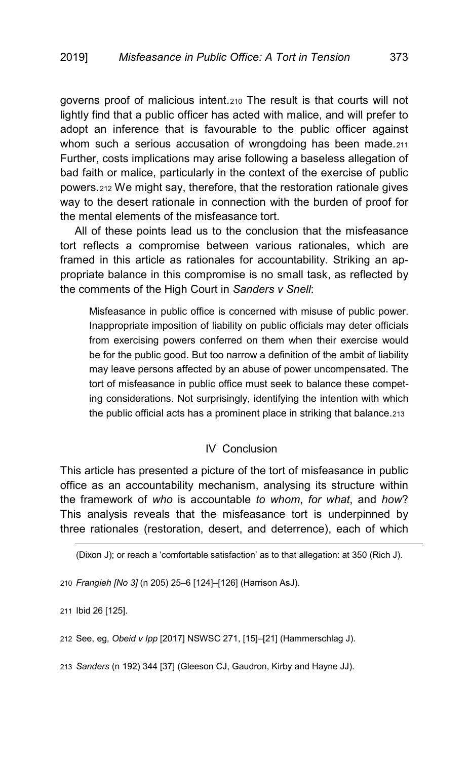governs proof of malicious intent.[210] The result is that courts will not lightly find that a public officer has acted with malice, and will prefer to adopt an inference that is favourable to the public officer against whom such a serious accusation of wrongdoing has been made.[211] Further, costs implications may arise following a baseless allegation of bad faith or malice, particularly in the context of the exercise of public powers.[212] We might say, therefore, that the restoration rationale gives way to the desert rationale in connection with the burden of proof for the mental elements of the misfeasance tort.

All of these points lead us to the conclusion that the misfeasance tort reflects a compromise between various rationales, which are framed in this article as rationales for accountability. Striking an appropriate balance in this compromise is no small task, as reflected by the comments of the High Court in *Sanders v Snell*:

> Misfeasance in public office is concerned with misuse of public power. Inappropriate imposition of liability on public officials may deter officials from exercising powers conferred on them when their exercise would be for the public good. But too narrow a definition of the ambit of liability may leave persons affected by an abuse of power uncompensated. The tort of misfeasance in public office must seek to balance these competing considerations. Not surprisingly, identifying the intention with which the public official acts has a prominent place in striking that balance.[213]

## IV Conclusion

This article has presented a picture of the tort of misfeasance in public office as an accountability mechanism, analysing its structure within the framework of *who* is accountable *to whom*, *for what*, and *how*? This analysis reveals that the misfeasance tort is underpinned by three rationales (restoration, desert, and deterrence), each of which

---

(Dixon J); or reach a 'comfortable satisfaction' as to that allegation: at 350 (Rich J).

210 *Frangieh [No 3]* (n 205) 25–6 [124]–[126] (Harrison AsJ).

211 Ibid 26 [125].

212 See, eg, *Obeid v Ipp* [2017] NSWSC 271, [15]–[21] (Hammerschlag J).

213 *Sanders* (n 192) 344 [37] (Gleeson CJ, Gaudron, Kirby and Hayne JJ).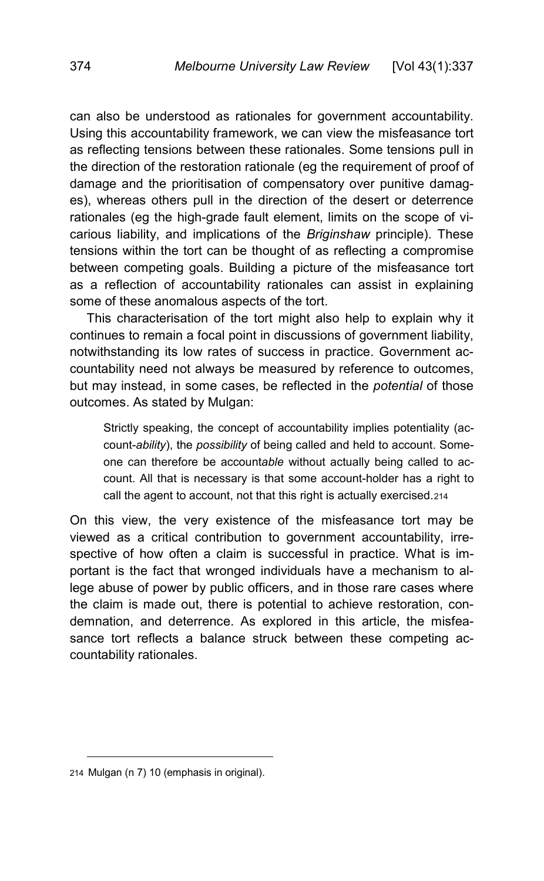can also be understood as rationales for government accountability. Using this accountability framework, we can view the misfeasance tort as reflecting tensions between these rationales. Some tensions pull in the direction of the restoration rationale (eg the requirement of proof of damage and the prioritisation of compensatory over punitive damages), whereas others pull in the direction of the desert or deterrence rationales (eg the high-grade fault element, limits on the scope of vicarious liability, and implications of the *Briginshaw* principle). These tensions within the tort can be thought of as reflecting a compromise between competing goals. Building a picture of the misfeasance tort as a reflection of accountability rationales can assist in explaining some of these anomalous aspects of the tort.

This characterisation of the tort might also help to explain why it continues to remain a focal point in discussions of government liability, notwithstanding its low rates of success in practice. Government accountability need not always be measured by reference to outcomes, but may instead, in some cases, be reflected in the *potential* of those outcomes. As stated by Mulgan:

> Strictly speaking, the concept of accountability implies potentiality (account-*ability*), the *possibility* of being called and held to account. Someone can therefore be account*able* without actually being called to account. All that is necessary is that some account-holder has a right to call the agent to account, not that this right is actually exercised.[214]

On this view, the very existence of the misfeasance tort may be viewed as a critical contribution to government accountability, irrespective of how often a claim is successful in practice. What is important is the fact that wronged individuals have a mechanism to allege abuse of power by public officers, and in those rare cases where the claim is made out, there is potential to achieve restoration, condemnation, and deterrence. As explored in this article, the misfeasance tort reflects a balance struck between these competing accountability rationales.

---

214 Mulgan (n 7) 10 (emphasis in original).